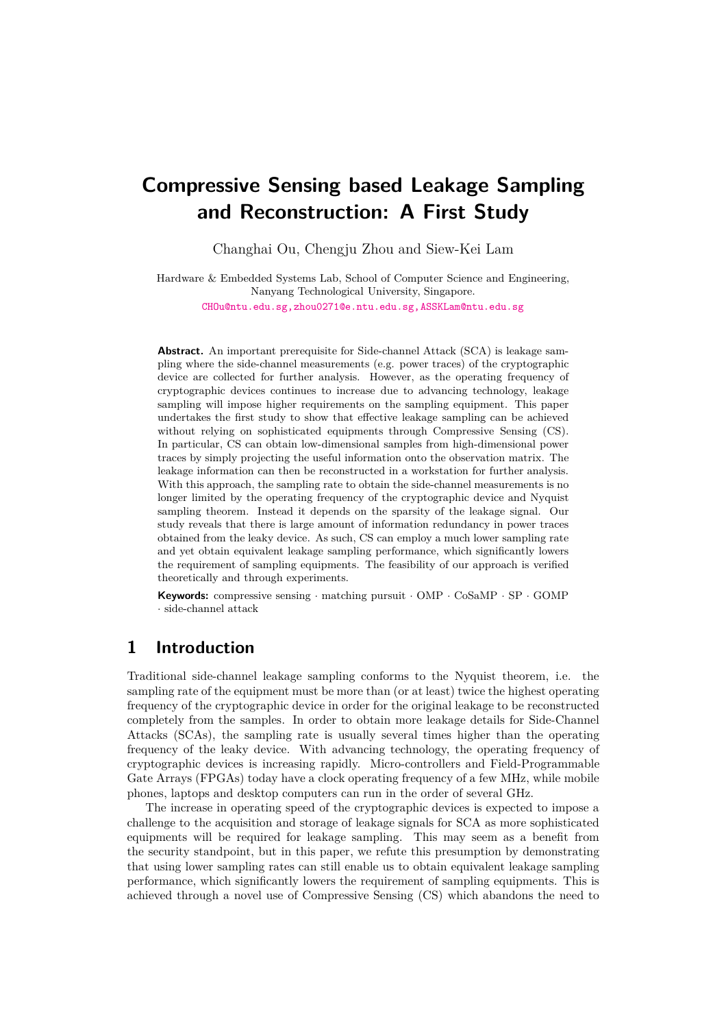# Compressive Sensing based Leakage Sampling and Reconstruction: A First Study

Changhai Ou, Chengju Zhou and Siew-Kei Lam

Hardware & Embedded Systems Lab, School of Computer Science and Engineering, Nanyang Technological University, Singapore.
CHOu@ntu.edu.sg,zhou0271@e.ntu.edu.sg,ASSKLam@ntu.edu.sg

**Abstract.** An important prerequisite for Side-channel Attack (SCA) is leakage sampling where the side-channel measurements (e.g. power traces) of the cryptographic device are collected for further analysis. However, as the operating frequency of cryptographic devices continues to increase due to advancing technology, leakage sampling will impose higher requirements on the sampling equipment. This paper undertakes the first study to show that effective leakage sampling can be achieved without relying on sophisticated equipments through Compressive Sensing (CS). In particular, CS can obtain low-dimensional samples from high-dimensional power traces by simply projecting the useful information onto the observation matrix. The leakage information can then be reconstructed in a workstation for further analysis. With this approach, the sampling rate to obtain the side-channel measurements is no longer limited by the operating frequency of the cryptographic device and Nyquist sampling theorem. Instead it depends on the sparsity of the leakage signal. Our study reveals that there is large amount of information redundancy in power traces obtained from the leaky device. As such, CS can employ a much lower sampling rate and yet obtain equivalent leakage sampling performance, which significantly lowers the requirement of sampling equipments. The feasibility of our approach is verified theoretically and through experiments.

**Keywords:** compressive sensing · matching pursuit · OMP · CoSaMP · SP · GOMP · side-channel attack

## 1 Introduction

Traditional side-channel leakage sampling conforms to the Nyquist theorem, i.e. the sampling rate of the equipment must be more than (or at least) twice the highest operating frequency of the cryptographic device in order for the original leakage to be reconstructed completely from the samples. In order to obtain more leakage details for Side-Channel Attacks (SCAs), the sampling rate is usually several times higher than the operating frequency of the leaky device. With advancing technology, the operating frequency of cryptographic devices is increasing rapidly. Micro-controllers and Field-Programmable Gate Arrays (FPGAs) today have a clock operating frequency of a few MHz, while mobile phones, laptops and desktop computers can run in the order of several GHz.

The increase in operating speed of the cryptographic devices is expected to impose a challenge to the acquisition and storage of leakage signals for SCA as more sophisticated equipments will be required for leakage sampling. This may seem as a benefit from the security standpoint, but in this paper, we refute this presumption by demonstrating that using lower sampling rates can still enable us to obtain equivalent leakage sampling performance, which significantly lowers the requirement of sampling equipments. This is achieved through a novel use of Compressive Sensing (CS) which abandons the need to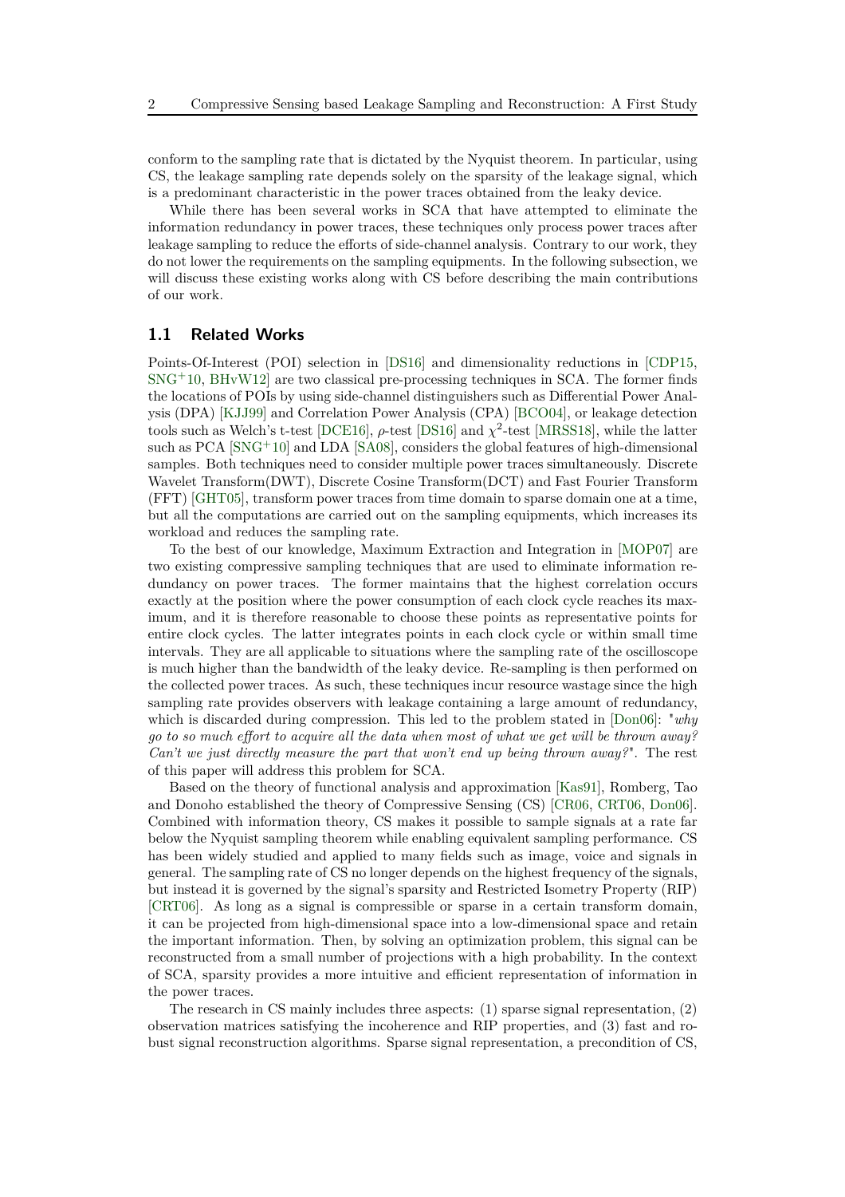conform to the sampling rate that is dictated by the Nyquist theorem. In particular, using CS, the leakage sampling rate depends solely on the sparsity of the leakage signal, which is a predominant characteristic in the power traces obtained from the leaky device.

While there has been several works in SCA that have attempted to eliminate the information redundancy in power traces, these techniques only process power traces after leakage sampling to reduce the efforts of side-channel analysis. Contrary to our work, they do not lower the requirements on the sampling equipments. In the following subsection, we will discuss these existing works along with CS before describing the main contributions of our work.

## 1.1 Related Works

Points-Of-Interest (POI) selection in [DS16] and dimensionality reductions in [CDP15, SNG+10, BHvW12] are two classical pre-processing techniques in SCA. The former finds the locations of POIs by using side-channel distinguishers such as Differential Power Analysis (DPA) [KJJ99] and Correlation Power Analysis (CPA) [BCO04], or leakage detection tools such as Welch's t-test [DCE16], $\rho$-test [DS16] and $\chi^2$-test [MRSS18], while the latter such as PCA [SNG+10] and LDA [SA08], considers the global features of high-dimensional samples. Both techniques need to consider multiple power traces simultaneously. Discrete Wavelet Transform(DWT), Discrete Cosine Transform(DCT) and Fast Fourier Transform (FFT) [GHT05], transform power traces from time domain to sparse domain one at a time, but all the computations are carried out on the sampling equipments, which increases its workload and reduces the sampling rate.

To the best of our knowledge, Maximum Extraction and Integration in [MOP07] are two existing compressive sampling techniques that are used to eliminate information redundancy on power traces. The former maintains that the highest correlation occurs exactly at the position where the power consumption of each clock cycle reaches its maximum, and it is therefore reasonable to choose these points as representative points for entire clock cycles. The latter integrates points in each clock cycle or within small time intervals. They are all applicable to situations where the sampling rate of the oscilloscope is much higher than the bandwidth of the leaky device. Re-sampling is then performed on the collected power traces. As such, these techniques incur resource wastage since the high sampling rate provides observers with leakage containing a large amount of redundancy, which is discarded during compression. This led to the problem stated in [Don06]: "*why go to so much effort to acquire all the data when most of what we get will be thrown away? Can't we just directly measure the part that won't end up being thrown away?*". The rest of this paper will address this problem for SCA.

Based on the theory of functional analysis and approximation [Kas91], Romberg, Tao and Donoho established the theory of Compressive Sensing (CS) [CR06, CRT06, Don06]. Combined with information theory, CS makes it possible to sample signals at a rate far below the Nyquist sampling theorem while enabling equivalent sampling performance. CS has been widely studied and applied to many fields such as image, voice and signals in general. The sampling rate of CS no longer depends on the highest frequency of the signals, but instead it is governed by the signal's sparsity and Restricted Isometry Property (RIP) [CRT06]. As long as a signal is compressible or sparse in a certain transform domain, it can be projected from high-dimensional space into a low-dimensional space and retain the important information. Then, by solving an optimization problem, this signal can be reconstructed from a small number of projections with a high probability. In the context of SCA, sparsity provides a more intuitive and efficient representation of information in the power traces.

The research in CS mainly includes three aspects: (1) sparse signal representation, (2) observation matrices satisfying the incoherence and RIP properties, and (3) fast and robust signal reconstruction algorithms. Sparse signal representation, a precondition of CS,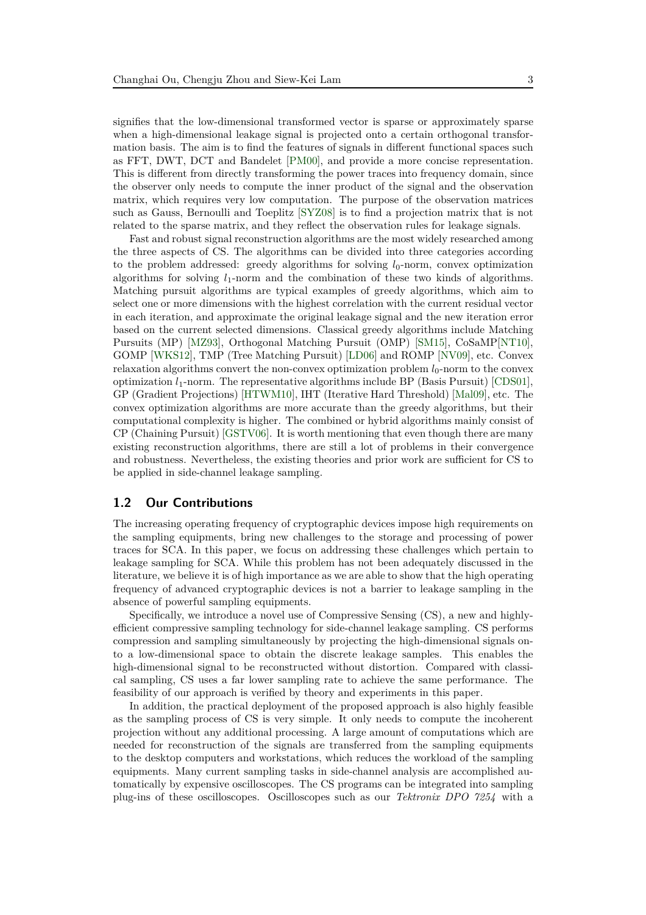signifies that the low-dimensional transformed vector is sparse or approximately sparse when a high-dimensional leakage signal is projected onto a certain orthogonal transformation basis. The aim is to find the features of signals in different functional spaces such as FFT, DWT, DCT and Bandelet [PM00], and provide a more concise representation. This is different from directly transforming the power traces into frequency domain, since the observer only needs to compute the inner product of the signal and the observation matrix, which requires very low computation. The purpose of the observation matrices such as Gauss, Bernoulli and Toeplitz [SYZ08] is to find a projection matrix that is not related to the sparse matrix, and they reflect the observation rules for leakage signals.

Fast and robust signal reconstruction algorithms are the most widely researched among the three aspects of CS. The algorithms can be divided into three categories according to the problem addressed: greedy algorithms for solving $l_0$-norm, convex optimization algorithms for solving $l_1$-norm and the combination of these two kinds of algorithms. Matching pursuit algorithms are typical examples of greedy algorithms, which aim to select one or more dimensions with the highest correlation with the current residual vector in each iteration, and approximate the original leakage signal and the new iteration error based on the current selected dimensions. Classical greedy algorithms include Matching Pursuits (MP) [MZ93], Orthogonal Matching Pursuit (OMP) [SM15], CoSaMP[NT10], GOMP [WKS12], TMP (Tree Matching Pursuit) [LD06] and ROMP [NV09], etc. Convex relaxation algorithms convert the non-convex optimization problem $l_0$-norm to the convex optimization $l_1$-norm. The representative algorithms include BP (Basis Pursuit) [CDS01], GP (Gradient Projections) [HTWM10], IHT (Iterative Hard Threshold) [Mal09], etc. The convex optimization algorithms are more accurate than the greedy algorithms, but their computational complexity is higher. The combined or hybrid algorithms mainly consist of CP (Chaining Pursuit) [GSTV06]. It is worth mentioning that even though there are many existing reconstruction algorithms, there are still a lot of problems in their convergence and robustness. Nevertheless, the existing theories and prior work are sufficient for CS to be applied in side-channel leakage sampling.

## 1.2 Our Contributions

The increasing operating frequency of cryptographic devices impose high requirements on the sampling equipments, bring new challenges to the storage and processing of power traces for SCA. In this paper, we focus on addressing these challenges which pertain to leakage sampling for SCA. While this problem has not been adequately discussed in the literature, we believe it is of high importance as we are able to show that the high operating frequency of advanced cryptographic devices is not a barrier to leakage sampling in the absence of powerful sampling equipments.

Specifically, we introduce a novel use of Compressive Sensing (CS), a new and highly-efficient compressive sampling technology for side-channel leakage sampling. CS performs compression and sampling simultaneously by projecting the high-dimensional signals onto a low-dimensional space to obtain the discrete leakage samples. This enables the high-dimensional signal to be reconstructed without distortion. Compared with classical sampling, CS uses a far lower sampling rate to achieve the same performance. The feasibility of our approach is verified by theory and experiments in this paper.

In addition, the practical deployment of the proposed approach is also highly feasible as the sampling process of CS is very simple. It only needs to compute the incoherent projection without any additional processing. A large amount of computations which are needed for reconstruction of the signals are transferred from the sampling equipments to the desktop computers and workstations, which reduces the workload of the sampling equipments. Many current sampling tasks in side-channel analysis are accomplished automatically by expensive oscilloscopes. The CS programs can be integrated into sampling plug-ins of these oscilloscopes. Oscilloscopes such as our *Tektronix DPO 7254* with a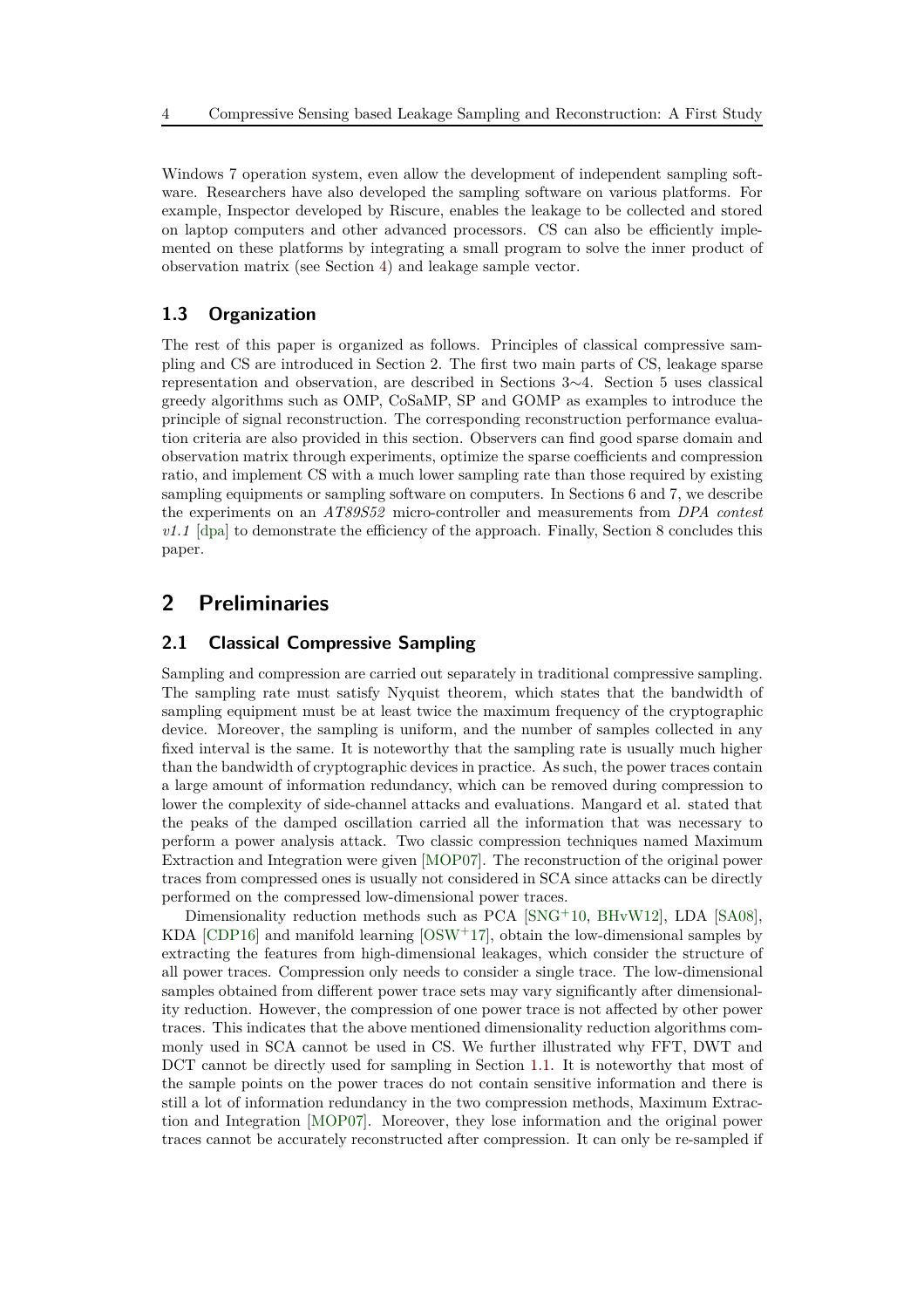Windows 7 operation system, even allow the development of independent sampling software. Researchers have also developed the sampling software on various platforms. For example, Inspector developed by Riscure, enables the leakage to be collected and stored on laptop computers and other advanced processors. CS can also be efficiently implemented on these platforms by integrating a small program to solve the inner product of observation matrix (see Section 4) and leakage sample vector.

### 1.3 Organization

The rest of this paper is organized as follows. Principles of classical compressive sampling and CS are introduced in Section 2. The first two main parts of CS, leakage sparse representation and observation, are described in Sections 3∼4. Section 5 uses classical greedy algorithms such as OMP, CoSaMP, SP and GOMP as examples to introduce the principle of signal reconstruction. The corresponding reconstruction performance evaluation criteria are also provided in this section. Observers can find good sparse domain and observation matrix through experiments, optimize the sparse coefficients and compression ratio, and implement CS with a much lower sampling rate than those required by existing sampling equipments or sampling software on computers. In Sections 6 and 7, we describe the experiments on an *AT89S52* micro-controller and measurements from *DPA contest v1.1* [dpa] to demonstrate the efficiency of the approach. Finally, Section 8 concludes this paper.

## 2 Preliminaries

### 2.1 Classical Compressive Sampling

Sampling and compression are carried out separately in traditional compressive sampling. The sampling rate must satisfy Nyquist theorem, which states that the bandwidth of sampling equipment must be at least twice the maximum frequency of the cryptographic device. Moreover, the sampling is uniform, and the number of samples collected in any fixed interval is the same. It is noteworthy that the sampling rate is usually much higher than the bandwidth of cryptographic devices in practice. As such, the power traces contain a large amount of information redundancy, which can be removed during compression to lower the complexity of side-channel attacks and evaluations. Mangard et al. stated that the peaks of the damped oscillation carried all the information that was necessary to perform a power analysis attack. Two classic compression techniques named Maximum Extraction and Integration were given [MOP07]. The reconstruction of the original power traces from compressed ones is usually not considered in SCA since attacks can be directly performed on the compressed low-dimensional power traces.

Dimensionality reduction methods such as PCA [SNG+10, BHvW12], LDA [SA08], KDA [CDP16] and manifold learning [OSW+17], obtain the low-dimensional samples by extracting the features from high-dimensional leakages, which consider the structure of all power traces. Compression only needs to consider a single trace. The low-dimensional samples obtained from different power trace sets may vary significantly after dimensionality reduction. However, the compression of one power trace is not affected by other power traces. This indicates that the above mentioned dimensionality reduction algorithms commonly used in SCA cannot be used in CS. We further illustrated why FFT, DWT and DCT cannot be directly used for sampling in Section 1.1. It is noteworthy that most of the sample points on the power traces do not contain sensitive information and there is still a lot of information redundancy in the two compression methods, Maximum Extraction and Integration [MOP07]. Moreover, they lose information and the original power traces cannot be accurately reconstructed after compression. It can only be re-sampled if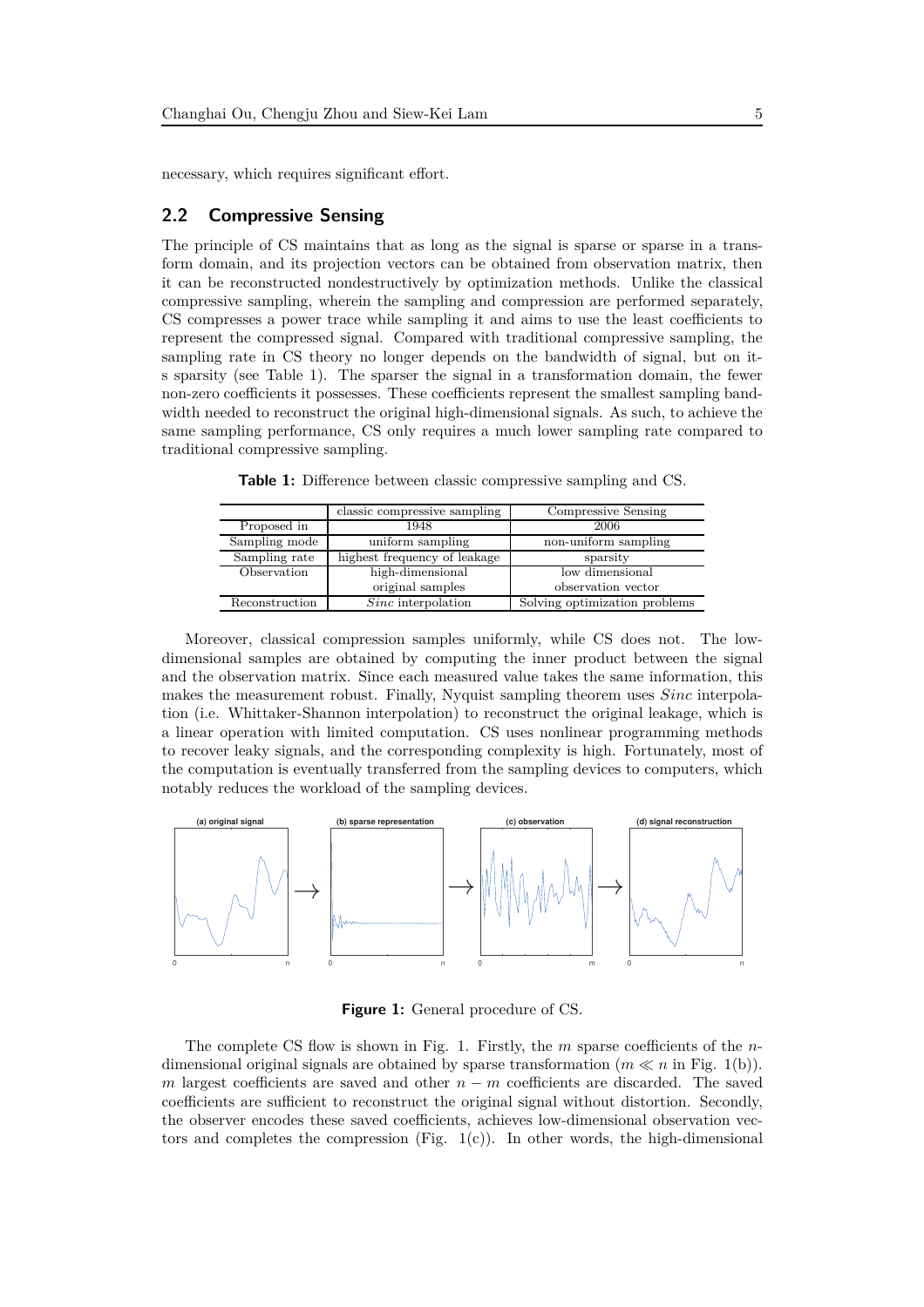necessary, which requires significant effort.

## 2.2 Compressive Sensing

The principle of CS maintains that as long as the signal is sparse or sparse in a transform domain, and its projection vectors can be obtained from observation matrix, then it can be reconstructed nondestructively by optimization methods. Unlike the classical compressive sampling, wherein the sampling and compression are performed separately, CS compresses a power trace while sampling it and aims to use the least coefficients to represent the compressed signal. Compared with traditional compressive sampling, the sampling rate in CS theory no longer depends on the bandwidth of signal, but on its sparsity (see Table 1). The sparser the signal in a transformation domain, the fewer non-zero coefficients it possesses. These coefficients represent the smallest sampling bandwidth needed to reconstruct the original high-dimensional signals. As such, to achieve the same sampling performance, CS only requires a much lower sampling rate compared to traditional compressive sampling.

**Table 1:** Difference between classic compressive sampling and CS.

| | classic compressive sampling | Compressive Sensing |
|---|---|---|
| Proposed in | 1948 | 2006 |
| Sampling mode | uniform sampling | non-uniform sampling |
| Sampling rate | highest frequency of leakage | sparsity |
| Observation | high-dimensional original samples | low dimensional observation vector |
| Reconstruction | *Sinc* interpolation | Solving optimization problems |

Moreover, classical compression samples uniformly, while CS does not. The low-dimensional samples are obtained by computing the inner product between the signal and the observation matrix. Since each measured value takes the same information, this makes the measurement robust. Finally, Nyquist sampling theorem uses *Sinc* interpolation (i.e. Whittaker-Shannon interpolation) to reconstruct the original leakage, which is a linear operation with limited computation. CS uses nonlinear programming methods to recover leaky signals, and the corresponding complexity is high. Fortunately, most of the computation is eventually transferred from the sampling devices to computers, which notably reduces the workload of the sampling devices.

**Figure 1:** General procedure of CS.

The complete CS flow is shown in Fig. 1. Firstly, the $m$ sparse coefficients of the $n$-dimensional original signals are obtained by sparse transformation ($m \ll n$ in Fig. 1(b)). $m$ largest coefficients are saved and other $n - m$ coefficients are discarded. The saved coefficients are sufficient to reconstruct the original signal without distortion. Secondly, the observer encodes these saved coefficients, achieves low-dimensional observation vectors and completes the compression (Fig. 1(c)). In other words, the high-dimensional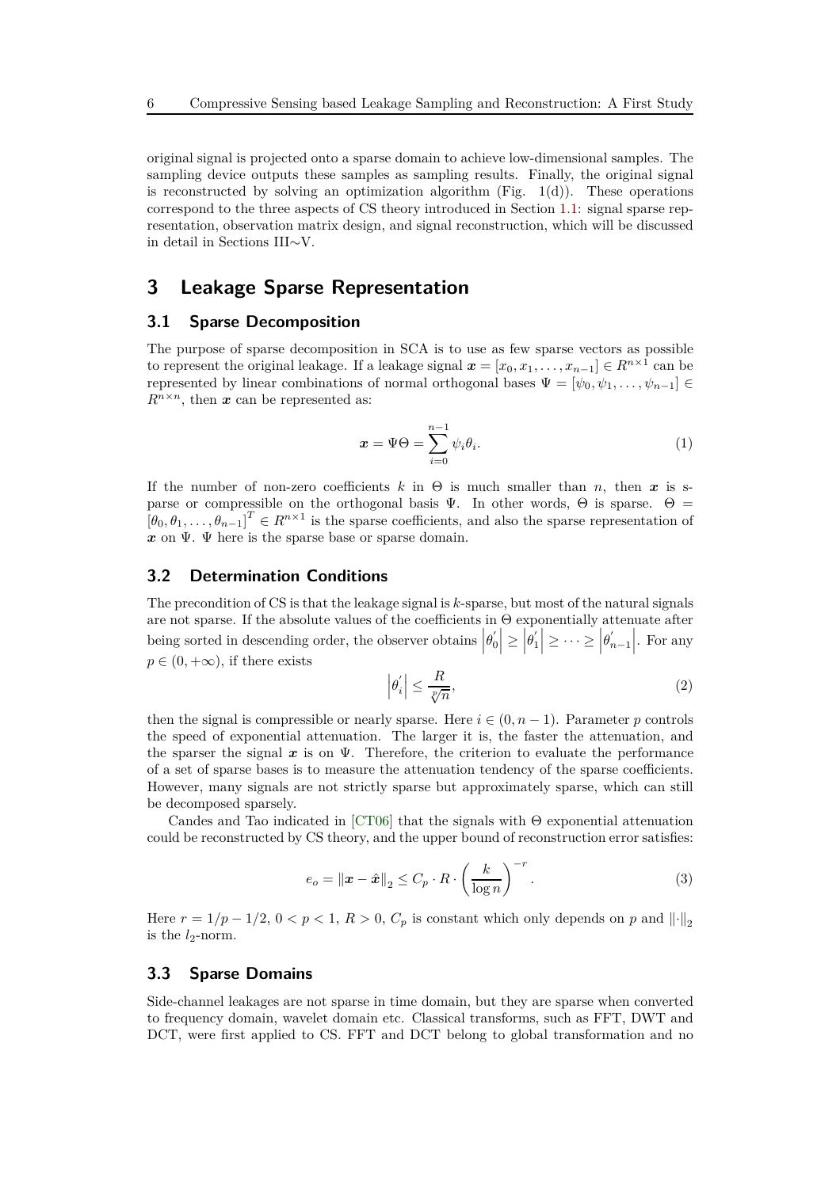original signal is projected onto a sparse domain to achieve low-dimensional samples. The sampling device outputs these samples as sampling results. Finally, the original signal is reconstructed by solving an optimization algorithm (Fig. 1(d)). These operations correspond to the three aspects of CS theory introduced in Section 1.1: signal sparse representation, observation matrix design, and signal reconstruction, which will be discussed in detail in Sections III∼V.

# 3 Leakage Sparse Representation

## 3.1 Sparse Decomposition

The purpose of sparse decomposition in SCA is to use as few sparse vectors as possible to represent the original leakage. If a leakage signal $\boldsymbol{x} = [x_0, x_1, \ldots, x_{n-1}] \in R^{n\times 1}$ can be represented by linear combinations of normal orthogonal bases $\Psi = [\psi_0, \psi_1, \ldots, \psi_{n-1}] \in R^{n\times n}$, then $\boldsymbol{x}$ can be represented as:

$$\boldsymbol{x} = \Psi\Theta = \sum_{i=0}^{n-1} \psi_i \theta_i. \tag{1}$$

If the number of non-zero coefficients $k$ in $\Theta$ is much smaller than $n$, then $\boldsymbol{x}$ is sparse or compressible on the orthogonal basis $\Psi$. In other words, $\Theta$ is sparse. $\Theta = [\theta_0, \theta_1, \ldots, \theta_{n-1}]^T \in R^{n\times 1}$ is the sparse coefficients, and also the sparse representation of $\boldsymbol{x}$ on $\Psi$. $\Psi$ here is the sparse base or sparse domain.

## 3.2 Determination Conditions

The precondition of CS is that the leakage signal is $k$-sparse, but most of the natural signals are not sparse. If the absolute values of the coefficients in $\Theta$ exponentially attenuate after being sorted in descending order, the observer obtains $\left|\theta_0^{'}\right| \geq \left|\theta_1^{'}\right| \geq \cdots \geq \left|\theta_{n-1}^{'}\right|$. For any $p \in (0, +\infty)$, if there exists

$$\left|\theta_i^{'}\right| \leq \frac{R}{\sqrt[p]{n}}, \tag{2}$$

then the signal is compressible or nearly sparse. Here $i \in (0, n-1)$. Parameter $p$ controls the speed of exponential attenuation. The larger it is, the faster the attenuation, and the sparser the signal $\boldsymbol{x}$ is on $\Psi$. Therefore, the criterion to evaluate the performance of a set of sparse bases is to measure the attenuation tendency of the sparse coefficients. However, many signals are not strictly sparse but approximately sparse, which can still be decomposed sparsely.

Candes and Tao indicated in [CT06] that the signals with $\Theta$ exponential attenuation could be reconstructed by CS theory, and the upper bound of reconstruction error satisfies:

$$e_o = \|\boldsymbol{x} - \hat{\boldsymbol{x}}\|_2 \leq C_p \cdot R \cdot \left(\frac{k}{\log n}\right)^{-r}. \tag{3}$$

Here $r = 1/p - 1/2$, $0 < p < 1$, $R > 0$, $C_p$ is constant which only depends on $p$ and $\|\cdot\|_2$ is the $l_2$-norm.

## 3.3 Sparse Domains

Side-channel leakages are not sparse in time domain, but they are sparse when converted to frequency domain, wavelet domain etc. Classical transforms, such as FFT, DWT and DCT, were first applied to CS. FFT and DCT belong to global transformation and no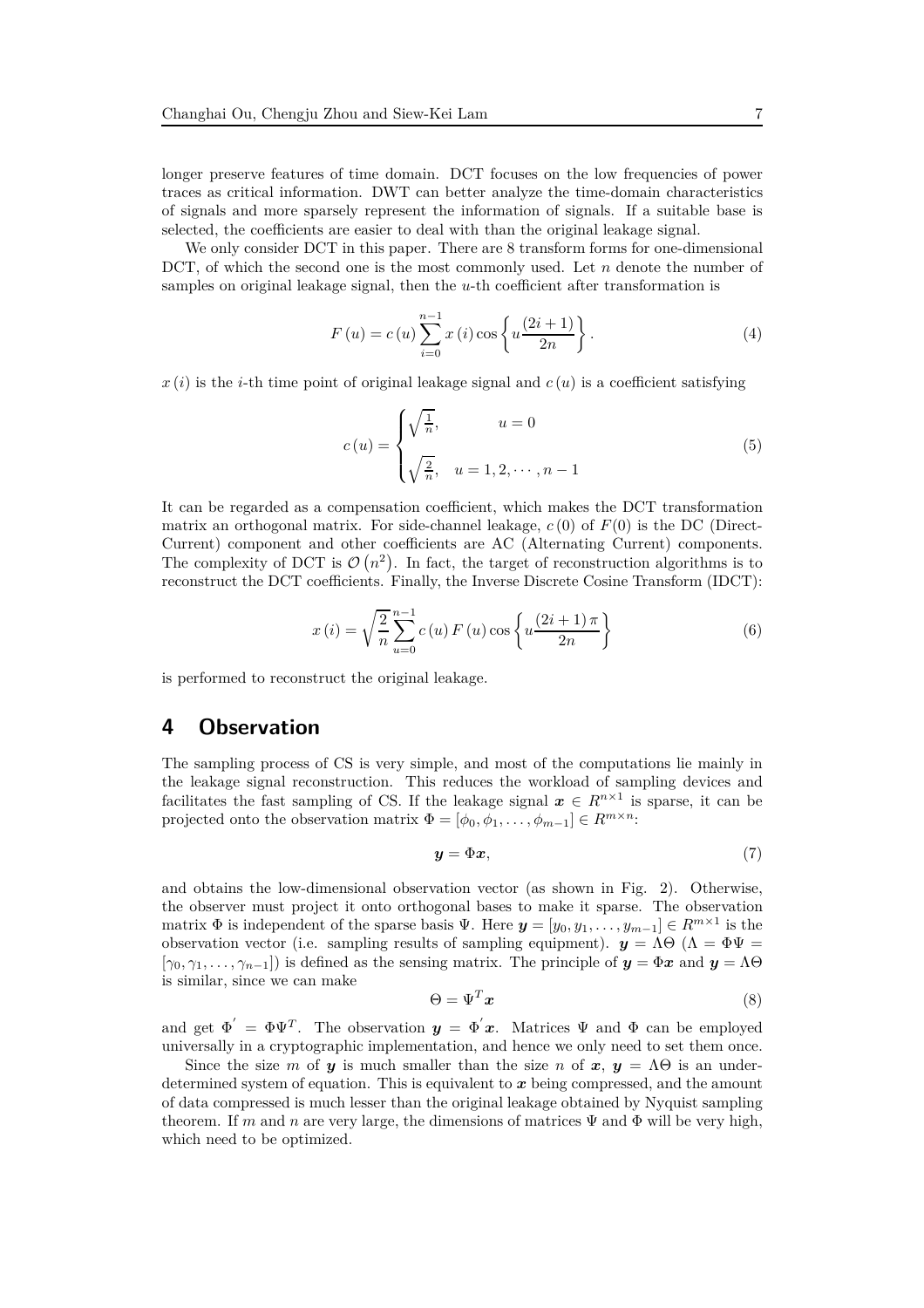longer preserve features of time domain. DCT focuses on the low frequencies of power traces as critical information. DWT can better analyze the time-domain characteristics of signals and more sparsely represent the information of signals. If a suitable base is selected, the coefficients are easier to deal with than the original leakage signal.

We only consider DCT in this paper. There are 8 transform forms for one-dimensional DCT, of which the second one is the most commonly used. Let $n$ denote the number of samples on original leakage signal, then the $u$-th coefficient after transformation is

$$F(u) = c(u) \sum_{i=0}^{n-1} x(i) \cos\left\{ u \frac{(2i+1)}{2n} \right\}. \tag{4}$$

$x(i)$ is the $i$-th time point of original leakage signal and $c(u)$ is a coefficient satisfying

$$c(u) = \begin{cases} \sqrt{\frac{1}{n}}, & u = 0 \\ \sqrt{\frac{2}{n}}, & u = 1, 2, \cdots, n-1 \end{cases} \tag{5}$$

It can be regarded as a compensation coefficient, which makes the DCT transformation matrix an orthogonal matrix. For side-channel leakage, $c(0)$ of $F(0)$ is the DC (Direct-Current) component and other coefficients are AC (Alternating Current) components. The complexity of DCT is $\mathcal{O}(n^2)$. In fact, the target of reconstruction algorithms is to reconstruct the DCT coefficients. Finally, the Inverse Discrete Cosine Transform (IDCT):

$$x(i) = \sqrt{\frac{2}{n}} \sum_{u=0}^{n-1} c(u) F(u) \cos\left\{ u \frac{(2i+1)\pi}{2n} \right\} \tag{6}$$

is performed to reconstruct the original leakage.

# 4 Observation

The sampling process of CS is very simple, and most of the computations lie mainly in the leakage signal reconstruction. This reduces the workload of sampling devices and facilitates the fast sampling of CS. If the leakage signal $\boldsymbol{x} \in R^{n \times 1}$ is sparse, it can be projected onto the observation matrix $\Phi = [\phi_0, \phi_1, \ldots, \phi_{m-1}] \in R^{m \times n}$:

$$\boldsymbol{y} = \Phi \boldsymbol{x}, \tag{7}$$

and obtains the low-dimensional observation vector (as shown in Fig. 2). Otherwise, the observer must project it onto orthogonal bases to make it sparse. The observation matrix $\Phi$ is independent of the sparse basis $\Psi$. Here $\boldsymbol{y} = [y_0, y_1, \ldots, y_{m-1}] \in R^{m \times 1}$ is the observation vector (i.e. sampling results of sampling equipment). $\boldsymbol{y} = \Lambda\Theta$ ($\Lambda = \Phi\Psi = [\gamma_0, \gamma_1, \ldots, \gamma_{n-1}]$) is defined as the sensing matrix. The principle of $\boldsymbol{y} = \Phi\boldsymbol{x}$ and $\boldsymbol{y} = \Lambda\Theta$ is similar, since we can make

$$\Theta = \Psi^T \boldsymbol{x} \tag{8}$$

and get $\Phi^{'} = \Phi\Psi^T$. The observation $\boldsymbol{y} = \Phi^{'}\boldsymbol{x}$. Matrices $\Psi$ and $\Phi$ can be employed universally in a cryptographic implementation, and hence we only need to set them once.

Since the size $m$ of $\boldsymbol{y}$ is much smaller than the size $n$ of $\boldsymbol{x}$, $\boldsymbol{y} = \Lambda\Theta$ is an underdetermined system of equation. This is equivalent to $\boldsymbol{x}$ being compressed, and the amount of data compressed is much lesser than the original leakage obtained by Nyquist sampling theorem. If $m$ and $n$ are very large, the dimensions of matrices $\Psi$ and $\Phi$ will be very high, which need to be optimized.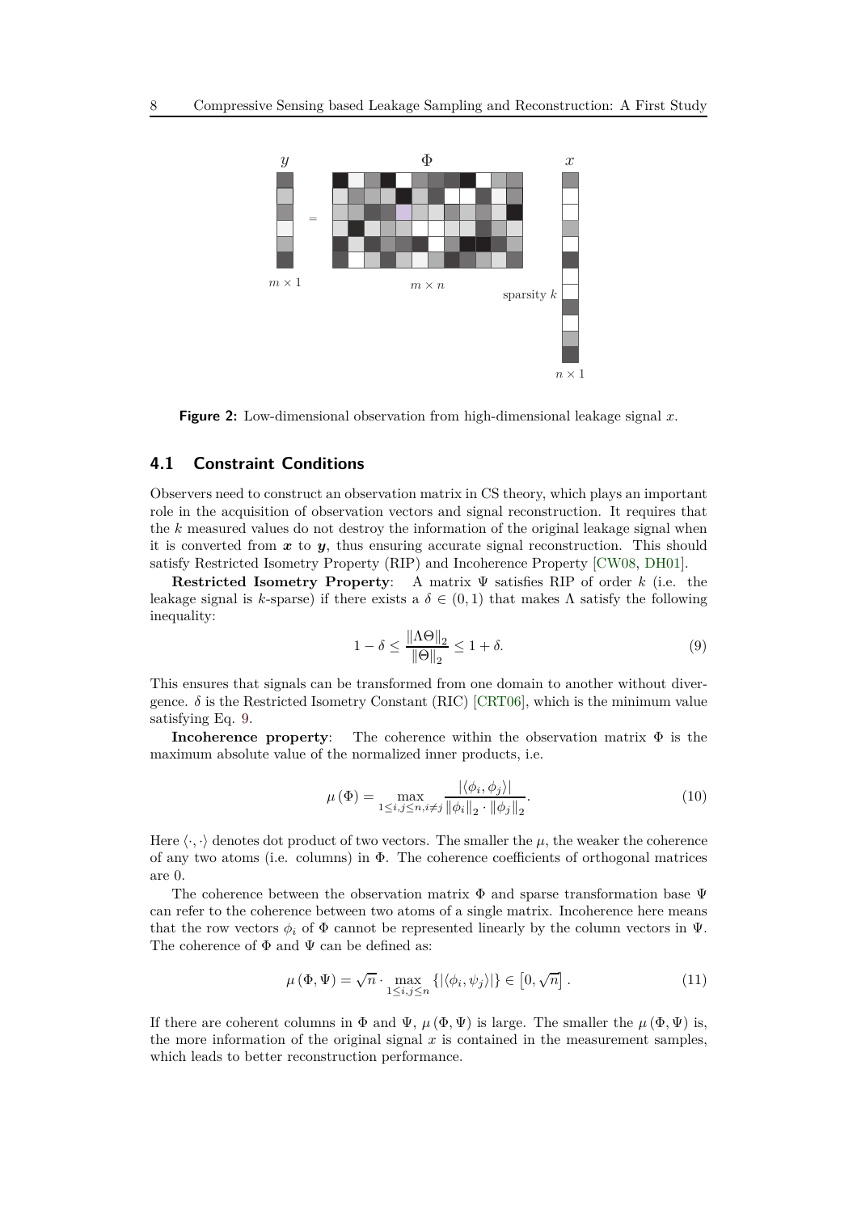**Figure 2:** Low-dimensional observation from high-dimensional leakage signal $x$.

## 4.1 Constraint Conditions

Observers need to construct an observation matrix in CS theory, which plays an important role in the acquisition of observation vectors and signal reconstruction. It requires that the $k$ measured values do not destroy the information of the original leakage signal when it is converted from $\boldsymbol{x}$ to $\boldsymbol{y}$, thus ensuring accurate signal reconstruction. This should satisfy Restricted Isometry Property (RIP) and Incoherence Property [CW08, DH01].

**Restricted Isometry Property**: A matrix $\Psi$ satisfies RIP of order $k$ (i.e. the leakage signal is $k$-sparse) if there exists a $\delta \in (0, 1)$ that makes $\Lambda$ satisfy the following inequality:

$$1 - \delta \leq \frac{\|\Lambda\Theta\|_2}{\|\Theta\|_2} \leq 1 + \delta. \tag{9}$$

This ensures that signals can be transformed from one domain to another without divergence. $\delta$ is the Restricted Isometry Constant (RIC) [CRT06], which is the minimum value satisfying Eq. 9.

**Incoherence property**: The coherence within the observation matrix $\Phi$ is the maximum absolute value of the normalized inner products, i.e.

$$\mu(\Phi) = \max_{1 \leq i,j \leq n, i \neq j} \frac{|\langle \phi_i, \phi_j \rangle|}{\|\phi_i\|_2 \cdot \|\phi_j\|_2}. \tag{10}$$

Here $\langle \cdot, \cdot \rangle$ denotes dot product of two vectors. The smaller the $\mu$, the weaker the coherence of any two atoms (i.e. columns) in $\Phi$. The coherence coefficients of orthogonal matrices are 0.

The coherence between the observation matrix $\Phi$ and sparse transformation base $\Psi$ can refer to the coherence between two atoms of a single matrix. Incoherence here means that the row vectors $\phi_i$ of $\Phi$ cannot be represented linearly by the column vectors in $\Psi$. The coherence of $\Phi$ and $\Psi$ can be defined as:

$$\mu(\Phi, \Psi) = \sqrt{n} \cdot \max_{1 \leq i,j \leq n} \{|\langle \phi_i, \psi_j \rangle|\} \in \left[0, \sqrt{n}\right]. \tag{11}$$

If there are coherent columns in $\Phi$ and $\Psi$, $\mu(\Phi, \Psi)$ is large. The smaller the $\mu(\Phi, \Psi)$ is, the more information of the original signal $x$ is contained in the measurement samples, which leads to better reconstruction performance.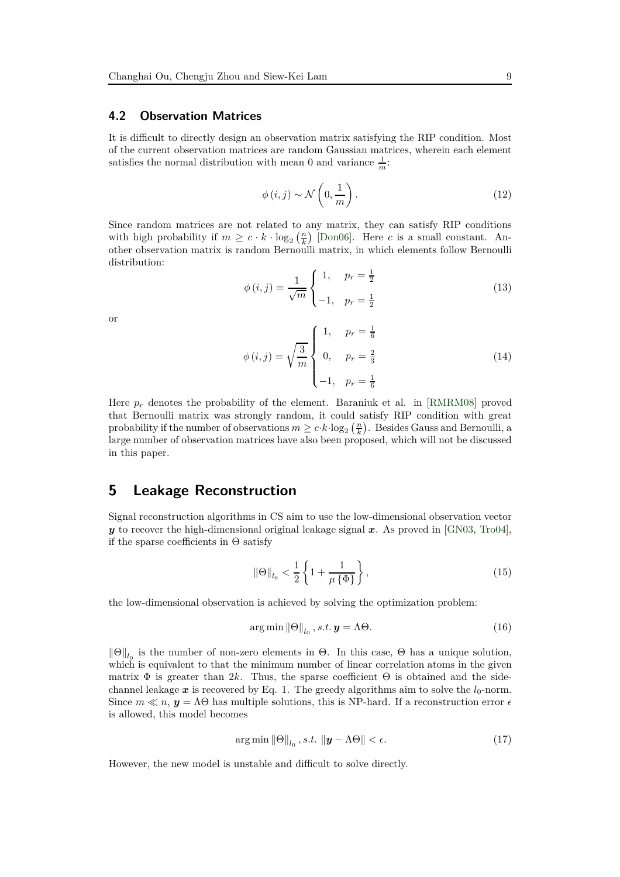### 4.2 Observation Matrices

It is difficult to directly design an observation matrix satisfying the RIP condition. Most of the current observation matrices are random Gaussian matrices, wherein each element satisfies the normal distribution with mean 0 and variance $\frac{1}{m}$:

$$\phi(i,j) \sim \mathcal{N}\left(0, \frac{1}{m}\right). \tag{12}$$

Since random matrices are not related to any matrix, they can satisfy RIP conditions with high probability if $m \geq c \cdot k \cdot \log_2\left(\frac{n}{k}\right)$ [Don06]. Here $c$ is a small constant. Another observation matrix is random Bernoulli matrix, in which elements follow Bernoulli distribution:

$$\phi(i,j) = \frac{1}{\sqrt{m}} \begin{cases} 1, & p_r = \frac{1}{2} \\ -1, & p_r = \frac{1}{2} \end{cases} \tag{13}$$

or

$$\phi(i,j) = \sqrt{\frac{3}{m}} \begin{cases} 1, & p_r = \frac{1}{6} \\ 0, & p_r = \frac{2}{3} \\ -1, & p_r = \frac{1}{6} \end{cases} \tag{14}$$

Here $p_r$ denotes the probability of the element. Baraniuk et al. in [RMRM08] proved that Bernoulli matrix was strongly random, it could satisfy RIP condition with great probability if the number of observations $m \geq c \cdot k \cdot \log_2\left(\frac{n}{k}\right)$. Besides Gauss and Bernoulli, a large number of observation matrices have also been proposed, which will not be discussed in this paper.

## 5 Leakage Reconstruction

Signal reconstruction algorithms in CS aim to use the low-dimensional observation vector $\boldsymbol{y}$ to recover the high-dimensional original leakage signal $\boldsymbol{x}$. As proved in [GN03, Tro04], if the sparse coefficients in $\Theta$ satisfy

$$\|\Theta\|_{l_0} < \frac{1}{2}\left\{1 + \frac{1}{\mu\{\Phi\}}\right\}, \tag{15}$$

the low-dimensional observation is achieved by solving the optimization problem:

$$\arg\min \|\Theta\|_{l_0}, s.t.\, \boldsymbol{y} = \Lambda\Theta. \tag{16}$$

$\|\Theta\|_{l_0}$ is the number of non-zero elements in $\Theta$. In this case, $\Theta$ has a unique solution, which is equivalent to that the minimum number of linear correlation atoms in the given matrix $\Phi$ is greater than $2k$. Thus, the sparse coefficient $\Theta$ is obtained and the side-channel leakage $\boldsymbol{x}$ is recovered by Eq. 1. The greedy algorithms aim to solve the $l_0$-norm. Since $m \ll n$, $\boldsymbol{y} = \Lambda\Theta$ has multiple solutions, this is NP-hard. If a reconstruction error $\epsilon$ is allowed, this model becomes

$$\arg\min \|\Theta\|_{l_0}, s.t.\, \|\boldsymbol{y} - \Lambda\Theta\| < \epsilon. \tag{17}$$

However, the new model is unstable and difficult to solve directly.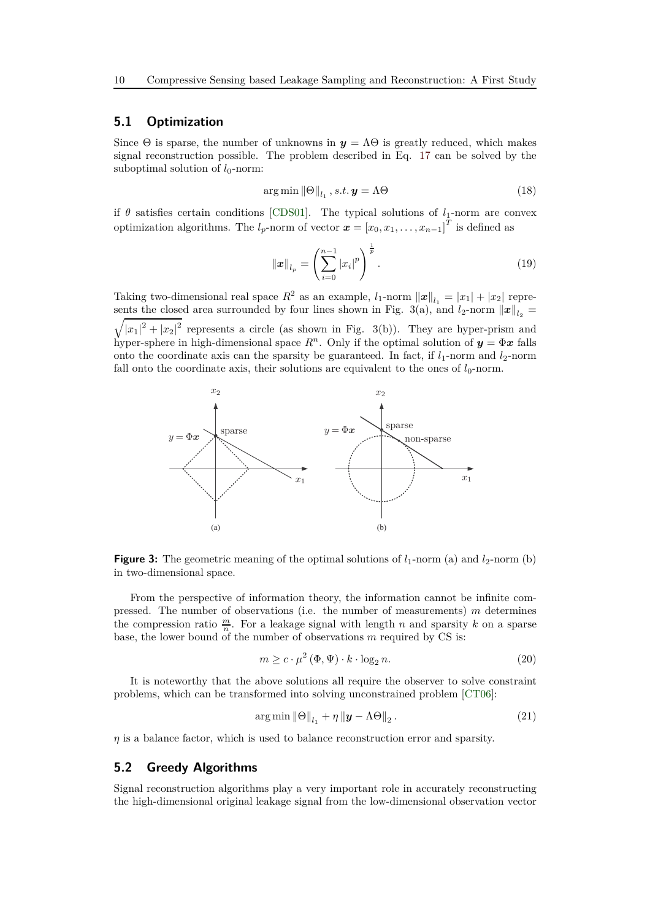## 5.1 Optimization

Since $\Theta$ is sparse, the number of unknowns in $\boldsymbol{y} = \Lambda\Theta$ is greatly reduced, which makes signal reconstruction possible. The problem described in Eq. 17 can be solved by the suboptimal solution of $l_0$-norm:

$$\arg\min \|\Theta\|_{l_1}, s.t. \boldsymbol{y} = \Lambda\Theta \tag{18}$$

if $\theta$ satisfies certain conditions [CDS01]. The typical solutions of $l_1$-norm are convex optimization algorithms. The $l_p$-norm of vector $\boldsymbol{x} = [x_0, x_1, \ldots, x_{n-1}]^T$ is defined as

$$\|\boldsymbol{x}\|_{l_p} = \left(\sum_{i=0}^{n-1} |x_i|^p\right)^{\frac{1}{p}}. \tag{19}$$

Taking two-dimensional real space $R^2$ as an example, $l_1$-norm $\|\boldsymbol{x}\|_{l_1} = |x_1| + |x_2|$ represents the closed area surrounded by four lines shown in Fig. 3(a), and $l_2$-norm $\|\boldsymbol{x}\|_{l_2} = \sqrt{|x_1|^2 + |x_2|^2}$ represents a circle (as shown in Fig. 3(b)). They are hyper-prism and hyper-sphere in high-dimensional space $R^n$. Only if the optimal solution of $\boldsymbol{y} = \Phi\boldsymbol{x}$ falls onto the coordinate axis can the sparsity be guaranteed. In fact, if $l_1$-norm and $l_2$-norm fall onto the coordinate axis, their solutions are equivalent to the ones of $l_0$-norm.

**Figure 3:** The geometric meaning of the optimal solutions of $l_1$-norm (a) and $l_2$-norm (b) in two-dimensional space.

From the perspective of information theory, the information cannot be infinite compressed. The number of observations (i.e. the number of measurements) $m$ determines the compression ratio $\frac{m}{n}$. For a leakage signal with length $n$ and sparsity $k$ on a sparse base, the lower bound of the number of observations $m$ required by CS is:

$$m \geq c \cdot \mu^2(\Phi, \Psi) \cdot k \cdot \log_2 n. \tag{20}$$

It is noteworthy that the above solutions all require the observer to solve constraint problems, which can be transformed into solving unconstrained problem [CT06]:

$$\arg\min \|\Theta\|_{l_1} + \eta \|\boldsymbol{y} - \Lambda\Theta\|_2. \tag{21}$$

$\eta$ is a balance factor, which is used to balance reconstruction error and sparsity.

## 5.2 Greedy Algorithms

Signal reconstruction algorithms play a very important role in accurately reconstructing the high-dimensional original leakage signal from the low-dimensional observation vector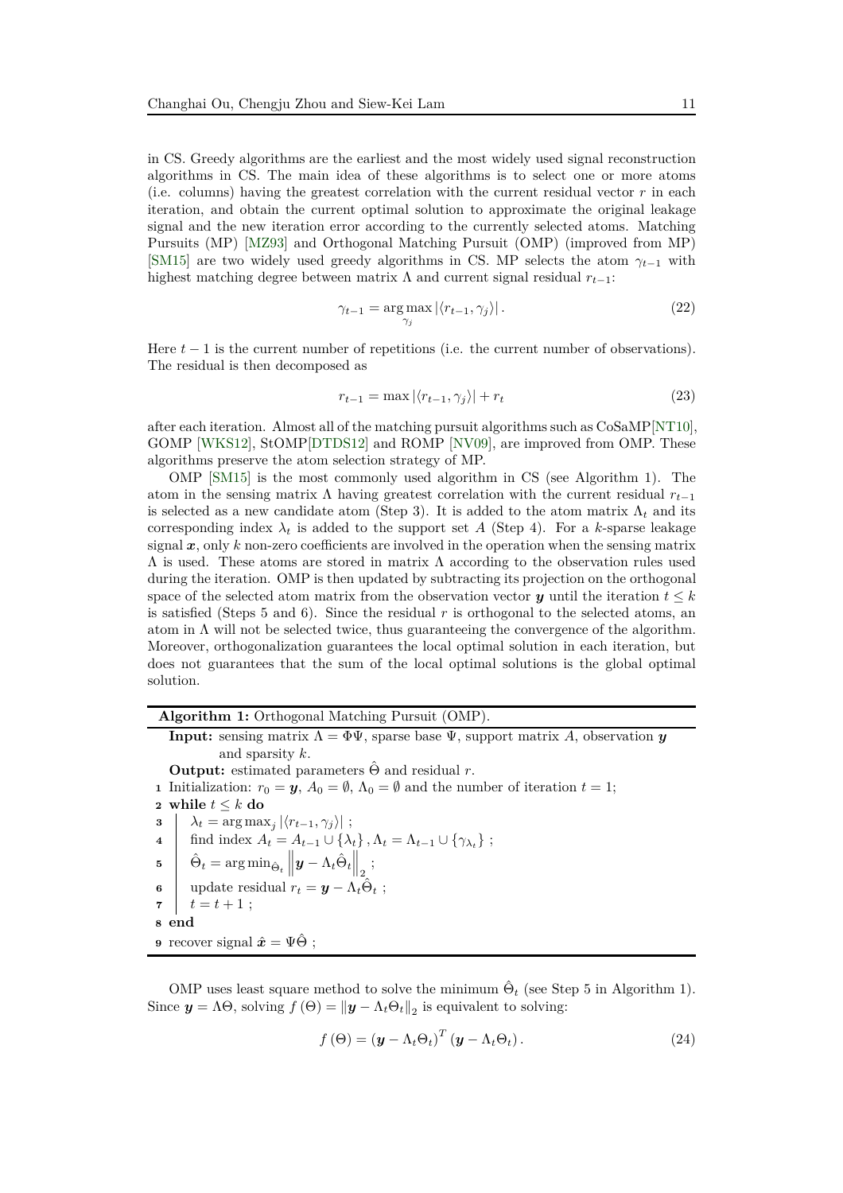in CS. Greedy algorithms are the earliest and the most widely used signal reconstruction algorithms in CS. The main idea of these algorithms is to select one or more atoms (i.e. columns) having the greatest correlation with the current residual vector $r$ in each iteration, and obtain the current optimal solution to approximate the original leakage signal and the new iteration error according to the currently selected atoms. Matching Pursuits (MP) [MZ93] and Orthogonal Matching Pursuit (OMP) (improved from MP) [SM15] are two widely used greedy algorithms in CS. MP selects the atom $\gamma_{t-1}$ with highest matching degree between matrix $\Lambda$ and current signal residual $r_{t-1}$:

$$\gamma_{t-1} = \arg\max_{\gamma_j} |\langle r_{t-1}, \gamma_j \rangle| . \tag{22}$$

Here $t-1$ is the current number of repetitions (i.e. the current number of observations). The residual is then decomposed as

$$r_{t-1} = \max |\langle r_{t-1}, \gamma_j \rangle| + r_t \tag{23}$$

after each iteration. Almost all of the matching pursuit algorithms such as CoSaMP[NT10], GOMP [WKS12], StOMP[DTDS12] and ROMP [NV09], are improved from OMP. These algorithms preserve the atom selection strategy of MP.

OMP [SM15] is the most commonly used algorithm in CS (see Algorithm 1). The atom in the sensing matrix $\Lambda$ having greatest correlation with the current residual $r_{t-1}$ is selected as a new candidate atom (Step 3). It is added to the atom matrix $\Lambda_t$ and its corresponding index $\lambda_t$ is added to the support set $A$ (Step 4). For a $k$-sparse leakage signal $\boldsymbol{x}$, only $k$ non-zero coefficients are involved in the operation when the sensing matrix $\Lambda$ is used. These atoms are stored in matrix $\Lambda$ according to the observation rules used during the iteration. OMP is then updated by subtracting its projection on the orthogonal space of the selected atom matrix from the observation vector $\boldsymbol{y}$ until the iteration $t \leq k$ is satisfied (Steps 5 and 6). Since the residual $r$ is orthogonal to the selected atoms, an atom in $\Lambda$ will not be selected twice, thus guaranteeing the convergence of the algorithm. Moreover, orthogonalization guarantees the local optimal solution in each iteration, but does not guarantees that the sum of the local optimal solutions is the global optimal solution.

**Algorithm 1:** Orthogonal Matching Pursuit (OMP).

**Input:** sensing matrix $\Lambda = \Phi\Psi$, sparse base $\Psi$, support matrix $A$, observation $\boldsymbol{y}$ and sparsity $k$.

**Output:** estimated parameters $\hat{\Theta}$ and residual $r$.

1 Initialization: $r_0 = \boldsymbol{y}$, $A_0 = \emptyset$, $\Lambda_0 = \emptyset$ and the number of iteration $t = 1$;
2 **while** $t \leq k$ **do**
3 $\quad \lambda_t = \arg\max_j |\langle r_{t-1}, \gamma_j \rangle|$ ;
4 $\quad$ find index $A_t = A_{t-1} \cup \{\lambda_t\}, \Lambda_t = \Lambda_{t-1} \cup \{\gamma_{\lambda_t}\}$ ;
5 $\quad \hat{\Theta}_t = \arg\min_{\hat{\Theta}_t} \left\| \boldsymbol{y} - \Lambda_t \hat{\Theta}_t \right\|_2$ ;
6 $\quad$ update residual $r_t = \boldsymbol{y} - \Lambda_t \hat{\Theta}_t$ ;
7 $\quad t = t + 1$ ;
8 **end**
9 recover signal $\hat{\boldsymbol{x}} = \Psi \hat{\Theta}$ ;

OMP uses least square method to solve the minimum $\hat{\Theta}_t$ (see Step 5 in Algorithm 1). Since $\boldsymbol{y} = \Lambda\Theta$, solving $f(\Theta) = \|\boldsymbol{y} - \Lambda_t \Theta_t\|_2$ is equivalent to solving:

$$f(\Theta) = (\boldsymbol{y} - \Lambda_t \Theta_t)^T (\boldsymbol{y} - \Lambda_t \Theta_t) . \tag{24}$$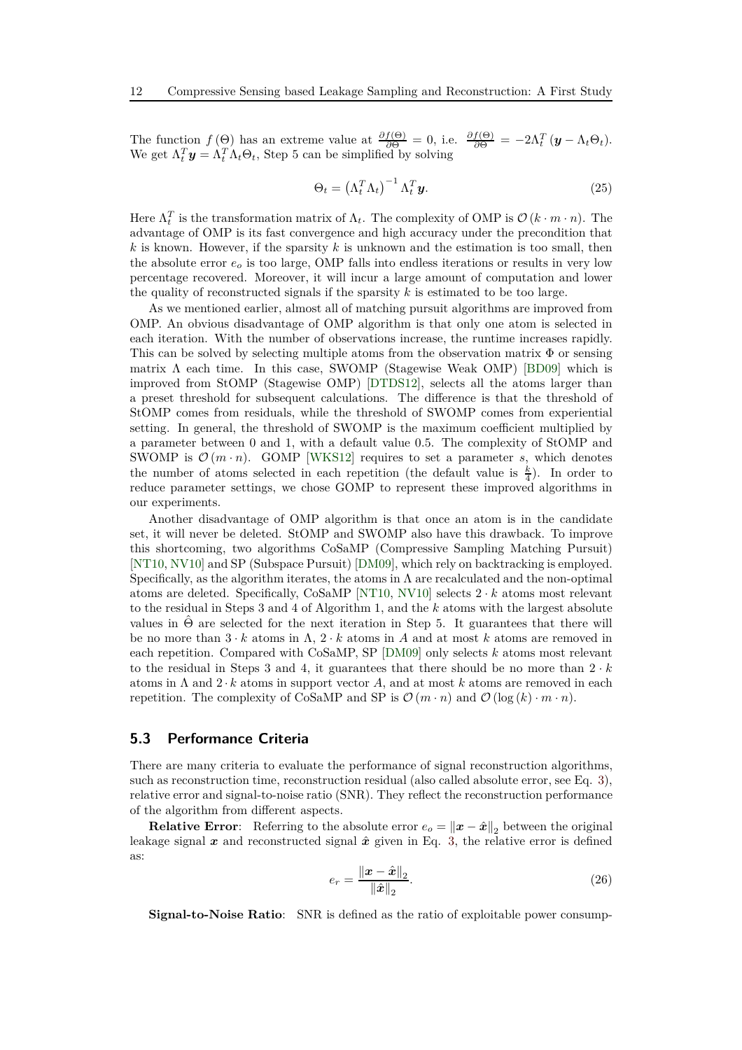The function $f(\Theta)$ has an extreme value at $\frac{\partial f(\Theta)}{\partial \Theta} = 0$, i.e. $\frac{\partial f(\Theta)}{\partial \Theta} = -2\Lambda_t^T (\boldsymbol{y} - \Lambda_t \Theta_t)$. We get $\Lambda_t^T \boldsymbol{y} = \Lambda_t^T \Lambda_t \Theta_t$, Step 5 can be simplified by solving

$$\Theta_t = \left(\Lambda_t^T \Lambda_t\right)^{-1} \Lambda_t^T \boldsymbol{y}. \tag{25}$$

Here $\Lambda_t^T$ is the transformation matrix of $\Lambda_t$. The complexity of OMP is $\mathcal{O}(k \cdot m \cdot n)$. The advantage of OMP is its fast convergence and high accuracy under the precondition that $k$ is known. However, if the sparsity $k$ is unknown and the estimation is too small, then the absolute error $e_o$ is too large, OMP falls into endless iterations or results in very low percentage recovered. Moreover, it will incur a large amount of computation and lower the quality of reconstructed signals if the sparsity $k$ is estimated to be too large.

As we mentioned earlier, almost all of matching pursuit algorithms are improved from OMP. An obvious disadvantage of OMP algorithm is that only one atom is selected in each iteration. With the number of observations increase, the runtime increases rapidly. This can be solved by selecting multiple atoms from the observation matrix $\Phi$ or sensing matrix $\Lambda$ each time. In this case, SWOMP (Stagewise Weak OMP) [BD09] which is improved from StOMP (Stagewise OMP) [DTDS12], selects all the atoms larger than a preset threshold for subsequent calculations. The difference is that the threshold of StOMP comes from residuals, while the threshold of SWOMP comes from experiential setting. In general, the threshold of SWOMP is the maximum coefficient multiplied by a parameter between 0 and 1, with a default value 0.5. The complexity of StOMP and SWOMP is $\mathcal{O}(m \cdot n)$. GOMP [WKS12] requires to set a parameter $s$, which denotes the number of atoms selected in each repetition (the default value is $\frac{k}{4}$). In order to reduce parameter settings, we chose GOMP to represent these improved algorithms in our experiments.

Another disadvantage of OMP algorithm is that once an atom is in the candidate set, it will never be deleted. StOMP and SWOMP also have this drawback. To improve this shortcoming, two algorithms CoSaMP (Compressive Sampling Matching Pursuit) [NT10, NV10] and SP (Subspace Pursuit) [DM09], which rely on backtracking is employed. Specifically, as the algorithm iterates, the atoms in $\Lambda$ are recalculated and the non-optimal atoms are deleted. Specifically, CoSaMP [NT10, NV10] selects $2 \cdot k$ atoms most relevant to the residual in Steps 3 and 4 of Algorithm 1, and the $k$ atoms with the largest absolute values in $\hat{\Theta}$ are selected for the next iteration in Step 5. It guarantees that there will be no more than $3 \cdot k$ atoms in $\Lambda$, $2 \cdot k$ atoms in $A$ and at most $k$ atoms are removed in each repetition. Compared with CoSaMP, SP [DM09] only selects $k$ atoms most relevant to the residual in Steps 3 and 4, it guarantees that there should be no more than $2 \cdot k$ atoms in $\Lambda$ and $2 \cdot k$ atoms in support vector $A$, and at most $k$ atoms are removed in each repetition. The complexity of CoSaMP and SP is $\mathcal{O}(m \cdot n)$ and $\mathcal{O}(\log(k) \cdot m \cdot n)$.

## 5.3 Performance Criteria

There are many criteria to evaluate the performance of signal reconstruction algorithms, such as reconstruction time, reconstruction residual (also called absolute error, see Eq. 3), relative error and signal-to-noise ratio (SNR). They reflect the reconstruction performance of the algorithm from different aspects.

**Relative Error**: Referring to the absolute error $e_o = \|\boldsymbol{x} - \hat{\boldsymbol{x}}\|_2$ between the original leakage signal $\boldsymbol{x}$ and reconstructed signal $\hat{\boldsymbol{x}}$ given in Eq. 3, the relative error is defined as:

$$e_r = \frac{\|\boldsymbol{x} - \hat{\boldsymbol{x}}\|_2}{\|\hat{\boldsymbol{x}}\|_2}. \tag{26}$$

**Signal-to-Noise Ratio**: SNR is defined as the ratio of exploitable power consump-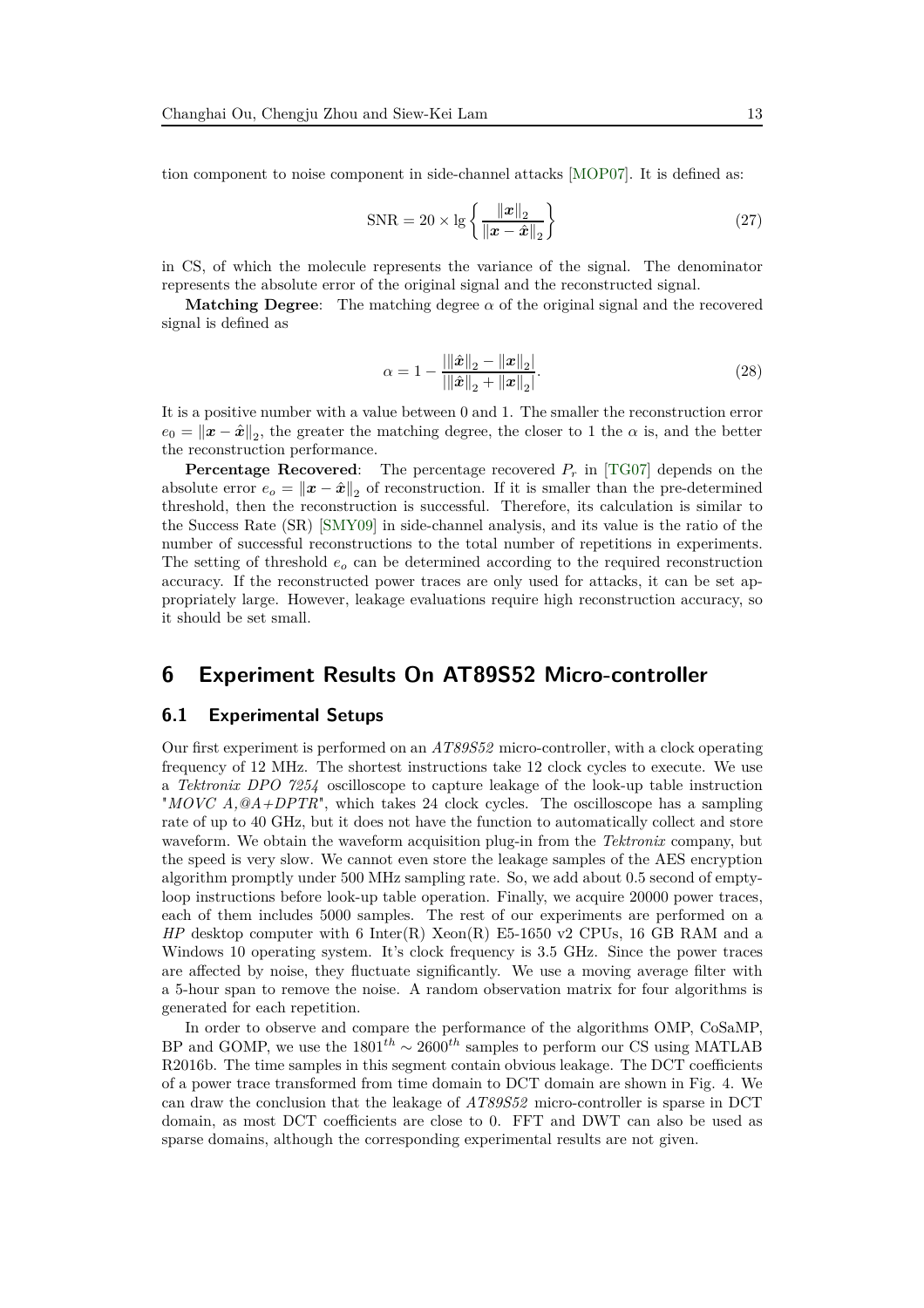tion component to noise component in side-channel attacks [MOP07]. It is defined as:

$$\mathrm{SNR} = 20 \times \lg \left\{ \frac{\|\boldsymbol{x}\|_2}{\|\boldsymbol{x} - \hat{\boldsymbol{x}}\|_2} \right\} \tag{27}$$

in CS, of which the molecule represents the variance of the signal. The denominator represents the absolute error of the original signal and the reconstructed signal.

**Matching Degree**: The matching degree $\alpha$ of the original signal and the recovered signal is defined as

$$\alpha = 1 - \frac{|\|\hat{\boldsymbol{x}}\|_2 - \|\boldsymbol{x}\|_2|}{|\|\hat{\boldsymbol{x}}\|_2 + \|\boldsymbol{x}\|_2|}. \tag{28}$$

It is a positive number with a value between 0 and 1. The smaller the reconstruction error $e_0 = \|\boldsymbol{x} - \hat{\boldsymbol{x}}\|_2$, the greater the matching degree, the closer to 1 the $\alpha$ is, and the better the reconstruction performance.

**Percentage Recovered**: The percentage recovered $P_r$ in [TG07] depends on the absolute error $e_o = \|\boldsymbol{x} - \hat{\boldsymbol{x}}\|_2$ of reconstruction. If it is smaller than the pre-determined threshold, then the reconstruction is successful. Therefore, its calculation is similar to the Success Rate (SR) [SMY09] in side-channel analysis, and its value is the ratio of the number of successful reconstructions to the total number of repetitions in experiments. The setting of threshold $e_o$ can be determined according to the required reconstruction accuracy. If the reconstructed power traces are only used for attacks, it can be set appropriately large. However, leakage evaluations require high reconstruction accuracy, so it should be set small.

# 6 Experiment Results On AT89S52 Micro-controller

## 6.1 Experimental Setups

Our first experiment is performed on an *AT89S52* micro-controller, with a clock operating frequency of 12 MHz. The shortest instructions take 12 clock cycles to execute. We use a *Tektronix DPO 7254* oscilloscope to capture leakage of the look-up table instruction "*MOVC A,@A+DPTR*", which takes 24 clock cycles. The oscilloscope has a sampling rate of up to 40 GHz, but it does not have the function to automatically collect and store waveform. We obtain the waveform acquisition plug-in from the *Tektronix* company, but the speed is very slow. We cannot even store the leakage samples of the AES encryption algorithm promptly under 500 MHz sampling rate. So, we add about 0.5 second of empty-loop instructions before look-up table operation. Finally, we acquire 20000 power traces, each of them includes 5000 samples. The rest of our experiments are performed on a *HP* desktop computer with 6 Inter(R) Xeon(R) E5-1650 v2 CPUs, 16 GB RAM and a Windows 10 operating system. It's clock frequency is 3.5 GHz. Since the power traces are affected by noise, they fluctuate significantly. We use a moving average filter with a 5-hour span to remove the noise. A random observation matrix for four algorithms is generated for each repetition.

In order to observe and compare the performance of the algorithms OMP, CoSaMP, BP and GOMP, we use the $1801^{th} \sim 2600^{th}$ samples to perform our CS using MATLAB R2016b. The time samples in this segment contain obvious leakage. The DCT coefficients of a power trace transformed from time domain to DCT domain are shown in Fig. 4. We can draw the conclusion that the leakage of *AT89S52* micro-controller is sparse in DCT domain, as most DCT coefficients are close to 0. FFT and DWT can also be used as sparse domains, although the corresponding experimental results are not given.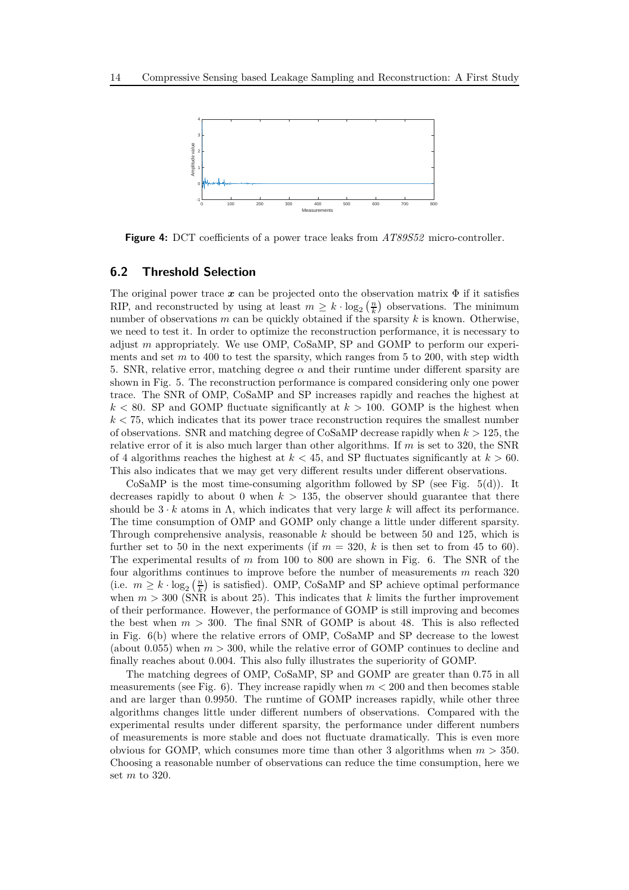**Figure 4:** DCT coefficients of a power trace leaks from *AT89S52* micro-controller.

### 6.2 Threshold Selection

The original power trace $\boldsymbol{x}$ can be projected onto the observation matrix $\Phi$ if it satisfies RIP, and reconstructed by using at least $m \geq k \cdot \log_2\left(\frac{n}{k}\right)$ observations. The minimum number of observations $m$ can be quickly obtained if the sparsity $k$ is known. Otherwise, we need to test it. In order to optimize the reconstruction performance, it is necessary to adjust $m$ appropriately. We use OMP, CoSaMP, SP and GOMP to perform our experiments and set $m$ to 400 to test the sparsity, which ranges from 5 to 200, with step width 5. SNR, relative error, matching degree $\alpha$ and their runtime under different sparsity are shown in Fig. 5. The reconstruction performance is compared considering only one power trace. The SNR of OMP, CoSaMP and SP increases rapidly and reaches the highest at $k < 80$. SP and GOMP fluctuate significantly at $k > 100$. GOMP is the highest when $k < 75$, which indicates that its power trace reconstruction requires the smallest number of observations. SNR and matching degree of CoSaMP decrease rapidly when $k > 125$, the relative error of it is also much larger than other algorithms. If $m$ is set to 320, the SNR of 4 algorithms reaches the highest at $k < 45$, and SP fluctuates significantly at $k > 60$. This also indicates that we may get very different results under different observations.

CoSaMP is the most time-consuming algorithm followed by SP (see Fig. 5(d)). It decreases rapidly to about 0 when $k > 135$, the observer should guarantee that there should be $3 \cdot k$ atoms in $\Lambda$, which indicates that very large $k$ will affect its performance. The time consumption of OMP and GOMP only change a little under different sparsity. Through comprehensive analysis, reasonable $k$ should be between 50 and 125, which is further set to 50 in the next experiments (if $m = 320$, $k$ is then set to from 45 to 60). The experimental results of $m$ from 100 to 800 are shown in Fig. 6. The SNR of the four algorithms continues to improve before the number of measurements $m$ reach 320 (i.e. $m \geq k \cdot \log_2\left(\frac{n}{k}\right)$ is satisfied). OMP, CoSaMP and SP achieve optimal performance when $m > 300$ (SNR is about 25). This indicates that $k$ limits the further improvement of their performance. However, the performance of GOMP is still improving and becomes the best when $m > 300$. The final SNR of GOMP is about 48. This is also reflected in Fig. 6(b) where the relative errors of OMP, CoSaMP and SP decrease to the lowest (about 0.055) when $m > 300$, while the relative error of GOMP continues to decline and finally reaches about 0.004. This also fully illustrates the superiority of GOMP.

The matching degrees of OMP, CoSaMP, SP and GOMP are greater than 0.75 in all measurements (see Fig. 6). They increase rapidly when $m < 200$ and then becomes stable and are larger than 0.9950. The runtime of GOMP increases rapidly, while other three algorithms changes little under different numbers of observations. Compared with the experimental results under different sparsity, the performance under different numbers of measurements is more stable and does not fluctuate dramatically. This is even more obvious for GOMP, which consumes more time than other 3 algorithms when $m > 350$. Choosing a reasonable number of observations can reduce the time consumption, here we set $m$ to 320.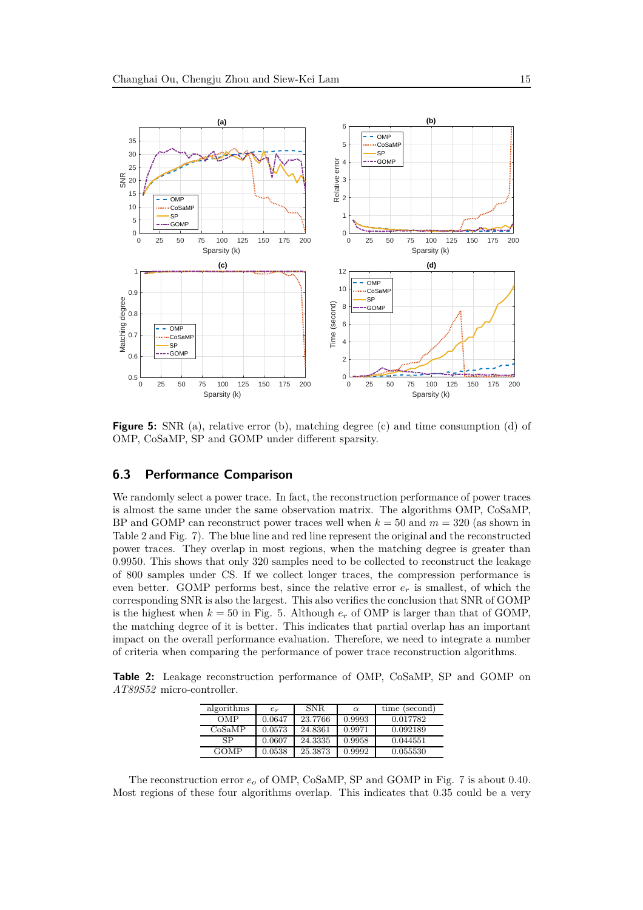**Figure 5:** SNR (a), relative error (b), matching degree (c) and time consumption (d) of OMP, CoSaMP, SP and GOMP under different sparsity.

## 6.3 Performance Comparison

We randomly select a power trace. In fact, the reconstruction performance of power traces is almost the same under the same observation matrix. The algorithms OMP, CoSaMP, BP and GOMP can reconstruct power traces well when $k = 50$ and $m = 320$ (as shown in Table 2 and Fig. 7). The blue line and red line represent the original and the reconstructed power traces. They overlap in most regions, when the matching degree is greater than 0.9950. This shows that only 320 samples need to be collected to reconstruct the leakage of 800 samples under CS. If we collect longer traces, the compression performance is even better. GOMP performs best, since the relative error $e_r$ is smallest, of which the corresponding SNR is also the largest. This also verifies the conclusion that SNR of GOMP is the highest when $k = 50$ in Fig. 5. Although $e_r$ of OMP is larger than that of GOMP, the matching degree of it is better. This indicates that partial overlap has an important impact on the overall performance evaluation. Therefore, we need to integrate a number of criteria when comparing the performance of power trace reconstruction algorithms.

**Table 2:** Leakage reconstruction performance of OMP, CoSaMP, SP and GOMP on *AT89S52* micro-controller.

| algorithms | $e_r$ | SNR | $\alpha$ | time (second) |
|---|---|---|---|---|
| OMP | 0.0647 | 23.7766 | 0.9993 | 0.017782 |
| CoSaMP | 0.0573 | 24.8361 | 0.9971 | 0.092189 |
| SP | 0.0607 | 24.3335 | 0.9958 | 0.044551 |
| GOMP | 0.0538 | 25.3873 | 0.9992 | 0.055530 |

The reconstruction error $e_o$ of OMP, CoSaMP, SP and GOMP in Fig. 7 is about 0.40. Most regions of these four algorithms overlap. This indicates that 0.35 could be a very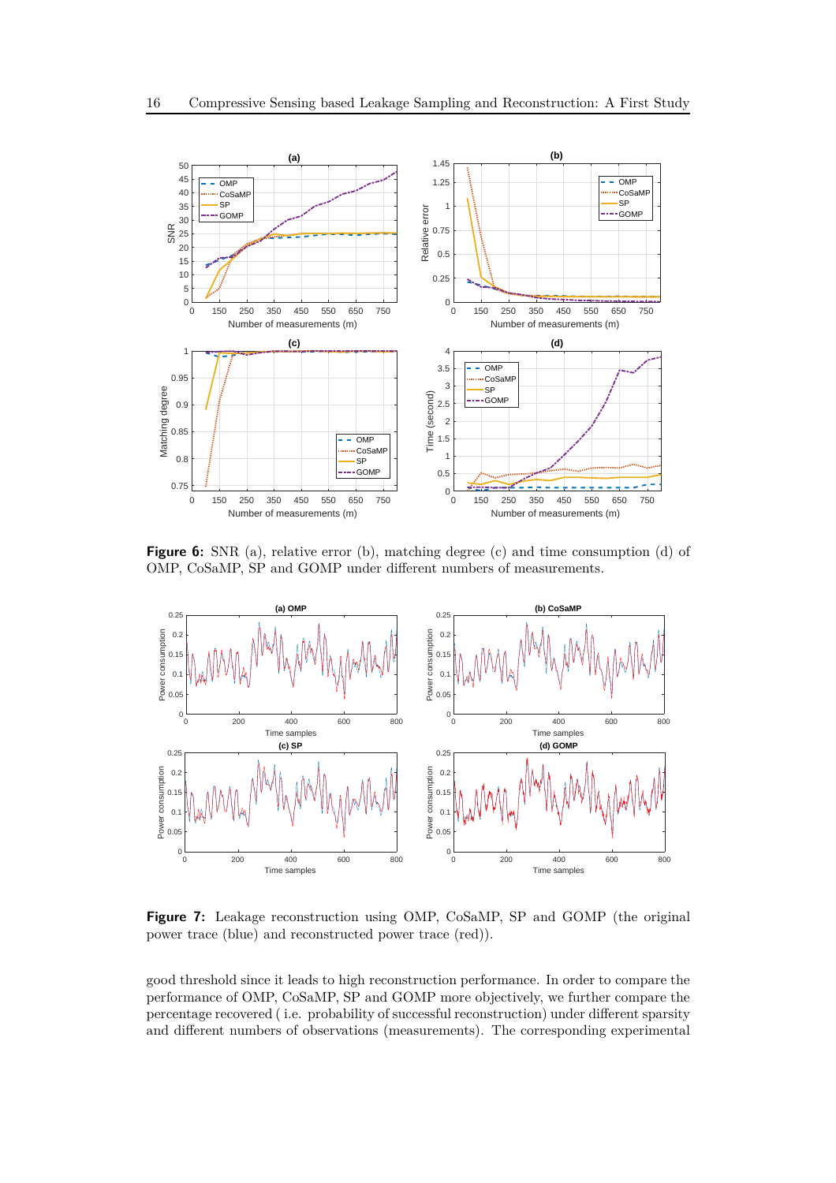**Figure 6:** SNR (a), relative error (b), matching degree (c) and time consumption (d) of OMP, CoSaMP, SP and GOMP under different numbers of measurements.

**Figure 7:** Leakage reconstruction using OMP, CoSaMP, SP and GOMP (the original power trace (blue) and reconstructed power trace (red)).

good threshold since it leads to high reconstruction performance. In order to compare the performance of OMP, CoSaMP, SP and GOMP more objectively, we further compare the percentage recovered ( i.e. probability of successful reconstruction) under different sparsity and different numbers of observations (measurements). The corresponding experimental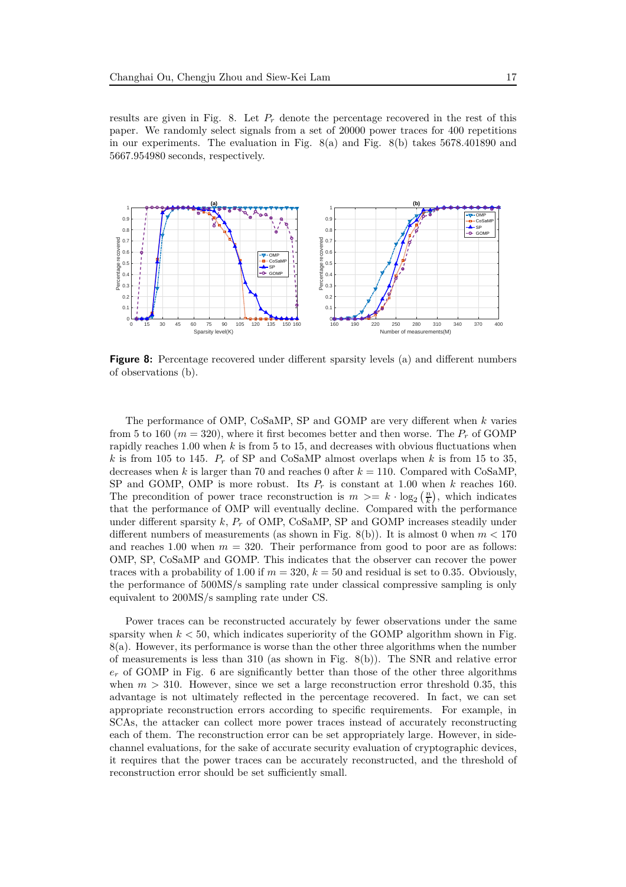results are given in Fig. 8. Let $P_r$ denote the percentage recovered in the rest of this paper. We randomly select signals from a set of 20000 power traces for 400 repetitions in our experiments. The evaluation in Fig. 8(a) and Fig. 8(b) takes 5678.401890 and 5667.954980 seconds, respectively.

**Figure 8:** Percentage recovered under different sparsity levels (a) and different numbers of observations (b).

The performance of OMP, CoSaMP, SP and GOMP are very different when $k$ varies from 5 to 160 ($m = 320$), where it first becomes better and then worse. The $P_r$ of GOMP rapidly reaches 1.00 when $k$ is from 5 to 15, and decreases with obvious fluctuations when $k$ is from 105 to 145. $P_r$ of SP and CoSaMP almost overlaps when $k$ is from 15 to 35, decreases when $k$ is larger than 70 and reaches 0 after $k = 110$. Compared with CoSaMP, SP and GOMP, OMP is more robust. Its $P_r$ is constant at 1.00 when $k$ reaches 160. The precondition of power trace reconstruction is $m >= k \cdot \log_2\left(\frac{n}{k}\right)$, which indicates that the performance of OMP will eventually decline. Compared with the performance under different sparsity $k$, $P_r$ of OMP, CoSaMP, SP and GOMP increases steadily under different numbers of measurements (as shown in Fig. 8(b)). It is almost 0 when $m < 170$ and reaches 1.00 when $m = 320$. Their performance from good to poor are as follows: OMP, SP, CoSaMP and GOMP. This indicates that the observer can recover the power traces with a probability of 1.00 if $m = 320$, $k = 50$ and residual is set to 0.35. Obviously, the performance of 500MS/s sampling rate under classical compressive sampling is only equivalent to 200MS/s sampling rate under CS.

Power traces can be reconstructed accurately by fewer observations under the same sparsity when $k < 50$, which indicates superiority of the GOMP algorithm shown in Fig. 8(a). However, its performance is worse than the other three algorithms when the number of measurements is less than 310 (as shown in Fig. 8(b)). The SNR and relative error $e_r$ of GOMP in Fig. 6 are significantly better than those of the other three algorithms when $m > 310$. However, since we set a large reconstruction error threshold 0.35, this advantage is not ultimately reflected in the percentage recovered. In fact, we can set appropriate reconstruction errors according to specific requirements. For example, in SCAs, the attacker can collect more power traces instead of accurately reconstructing each of them. The reconstruction error can be set appropriately large. However, in side-channel evaluations, for the sake of accurate security evaluation of cryptographic devices, it requires that the power traces can be accurately reconstructed, and the threshold of reconstruction error should be set sufficiently small.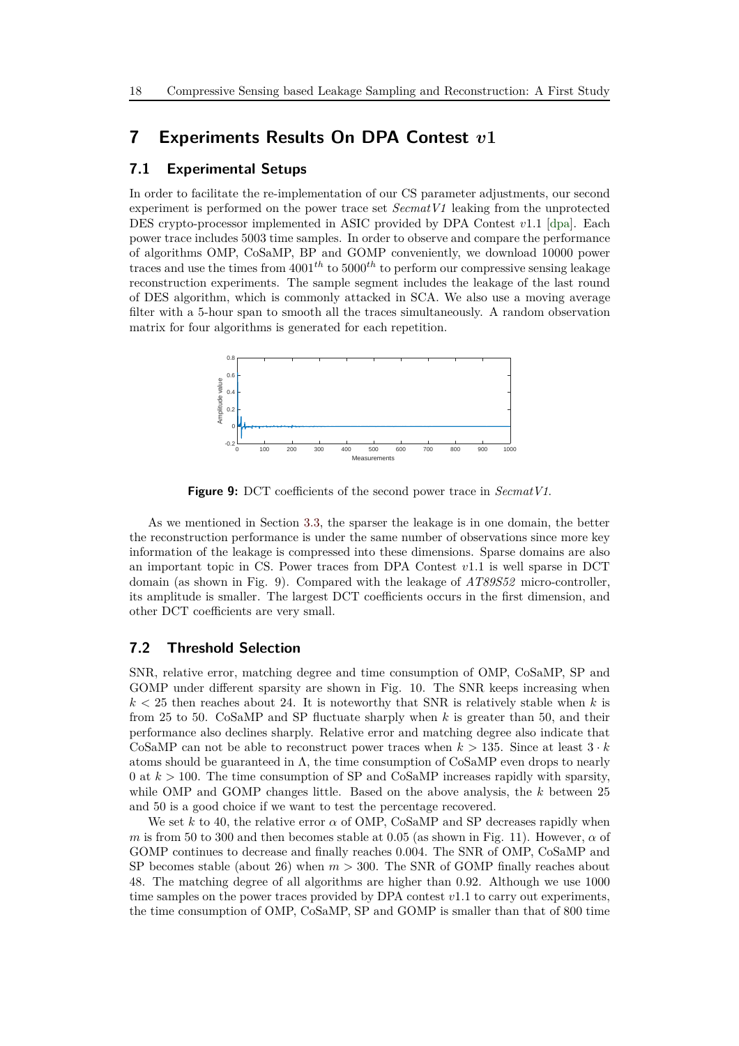## 7 Experiments Results On DPA Contest $v1$

### 7.1 Experimental Setups

In order to facilitate the re-implementation of our CS parameter adjustments, our second experiment is performed on the power trace set *SecmatV1* leaking from the unprotected DES crypto-processor implemented in ASIC provided by DPA Contest $v1.1$ [dpa]. Each power trace includes 5003 time samples. In order to observe and compare the performance of algorithms OMP, CoSaMP, BP and GOMP conveniently, we download 10000 power traces and use the times from $4001^{th}$ to $5000^{th}$ to perform our compressive sensing leakage reconstruction experiments. The sample segment includes the leakage of the last round of DES algorithm, which is commonly attacked in SCA. We also use a moving average filter with a 5-hour span to smooth all the traces simultaneously. A random observation matrix for four algorithms is generated for each repetition.

**Figure 9:** DCT coefficients of the second power trace in *SecmatV1*.

As we mentioned in Section 3.3, the sparser the leakage is in one domain, the better the reconstruction performance is under the same number of observations since more key information of the leakage is compressed into these dimensions. Sparse domains are also an important topic in CS. Power traces from DPA Contest $v1.1$ is well sparse in DCT domain (as shown in Fig. 9). Compared with the leakage of *AT89S52* micro-controller, its amplitude is smaller. The largest DCT coefficients occurs in the first dimension, and other DCT coefficients are very small.

### 7.2 Threshold Selection

SNR, relative error, matching degree and time consumption of OMP, CoSaMP, SP and GOMP under different sparsity are shown in Fig. 10. The SNR keeps increasing when $k < 25$ then reaches about 24. It is noteworthy that SNR is relatively stable when $k$ is from 25 to 50. CoSaMP and SP fluctuate sharply when $k$ is greater than 50, and their performance also declines sharply. Relative error and matching degree also indicate that CoSaMP can not be able to reconstruct power traces when $k > 135$. Since at least $3 \cdot k$ atoms should be guaranteed in $\Lambda$, the time consumption of CoSaMP even drops to nearly 0 at $k > 100$. The time consumption of SP and CoSaMP increases rapidly with sparsity, while OMP and GOMP changes little. Based on the above analysis, the $k$ between 25 and 50 is a good choice if we want to test the percentage recovered.

We set $k$ to 40, the relative error $\alpha$ of OMP, CoSaMP and SP decreases rapidly when $m$ is from 50 to 300 and then becomes stable at 0.05 (as shown in Fig. 11). However, $\alpha$ of GOMP continues to decrease and finally reaches 0.004. The SNR of OMP, CoSaMP and SP becomes stable (about 26) when $m > 300$. The SNR of GOMP finally reaches about 48. The matching degree of all algorithms are higher than 0.92. Although we use 1000 time samples on the power traces provided by DPA contest $v1.1$ to carry out experiments, the time consumption of OMP, CoSaMP, SP and GOMP is smaller than that of 800 time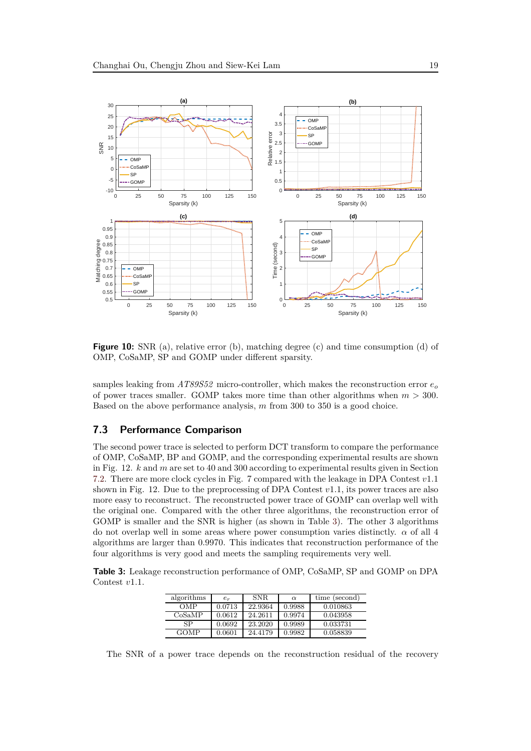**Figure 10:** SNR (a), relative error (b), matching degree (c) and time consumption (d) of OMP, CoSaMP, SP and GOMP under different sparsity.

samples leaking from *AT89S52* micro-controller, which makes the reconstruction error $e_o$ of power traces smaller. GOMP takes more time than other algorithms when $m > 300$. Based on the above performance analysis, $m$ from 300 to 350 is a good choice.

## 7.3 Performance Comparison

The second power trace is selected to perform DCT transform to compare the performance of OMP, CoSaMP, BP and GOMP, and the corresponding experimental results are shown in Fig. 12. $k$ and $m$ are set to 40 and 300 according to experimental results given in Section 7.2. There are more clock cycles in Fig. 7 compared with the leakage in DPA Contest $v1.1$ shown in Fig. 12. Due to the preprocessing of DPA Contest $v1.1$, its power traces are also more easy to reconstruct. The reconstructed power trace of GOMP can overlap well with the original one. Compared with the other three algorithms, the reconstruction error of GOMP is smaller and the SNR is higher (as shown in Table 3). The other 3 algorithms do not overlap well in some areas where power consumption varies distinctly. $\alpha$ of all 4 algorithms are larger than 0.9970. This indicates that reconstruction performance of the four algorithms is very good and meets the sampling requirements very well.

**Table 3:** Leakage reconstruction performance of OMP, CoSaMP, SP and GOMP on DPA Contest $v1.1$.

| algorithms | $e_r$ | SNR | $\alpha$ | time (second) |
|---|---|---|---|---|
| OMP | 0.0713 | 22.9364 | 0.9988 | 0.010863 |
| CoSaMP | 0.0612 | 24.2611 | 0.9974 | 0.043958 |
| SP | 0.0692 | 23.2020 | 0.9989 | 0.033731 |
| GOMP | 0.0601 | 24.4179 | 0.9982 | 0.058839 |

The SNR of a power trace depends on the reconstruction residual of the recovery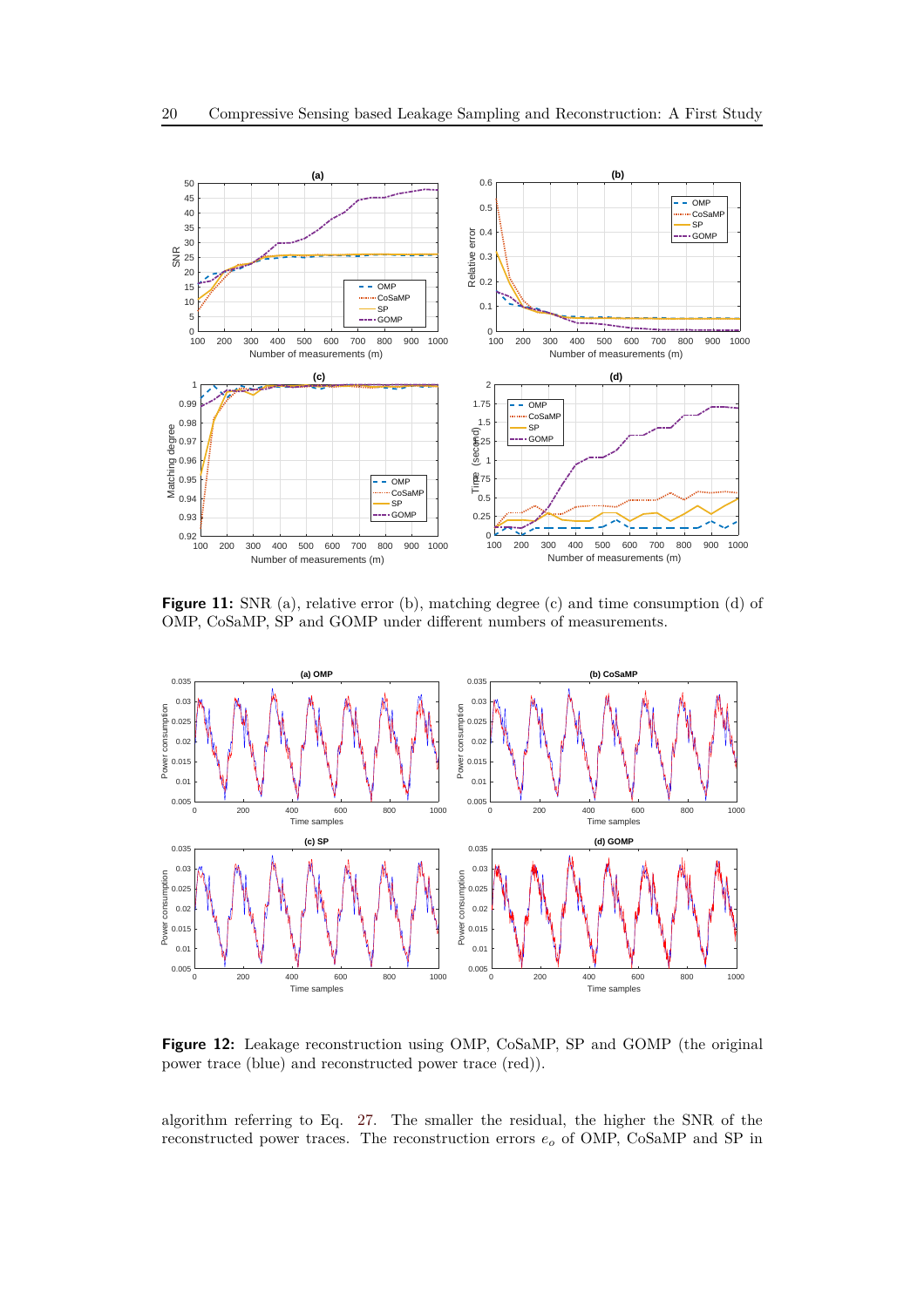**Figure 11:** SNR (a), relative error (b), matching degree (c) and time consumption (d) of OMP, CoSaMP, SP and GOMP under different numbers of measurements.

**Figure 12:** Leakage reconstruction using OMP, CoSaMP, SP and GOMP (the original power trace (blue) and reconstructed power trace (red)).

algorithm referring to Eq. 27. The smaller the residual, the higher the SNR of the reconstructed power traces. The reconstruction errors $e_o$ of OMP, CoSaMP and SP in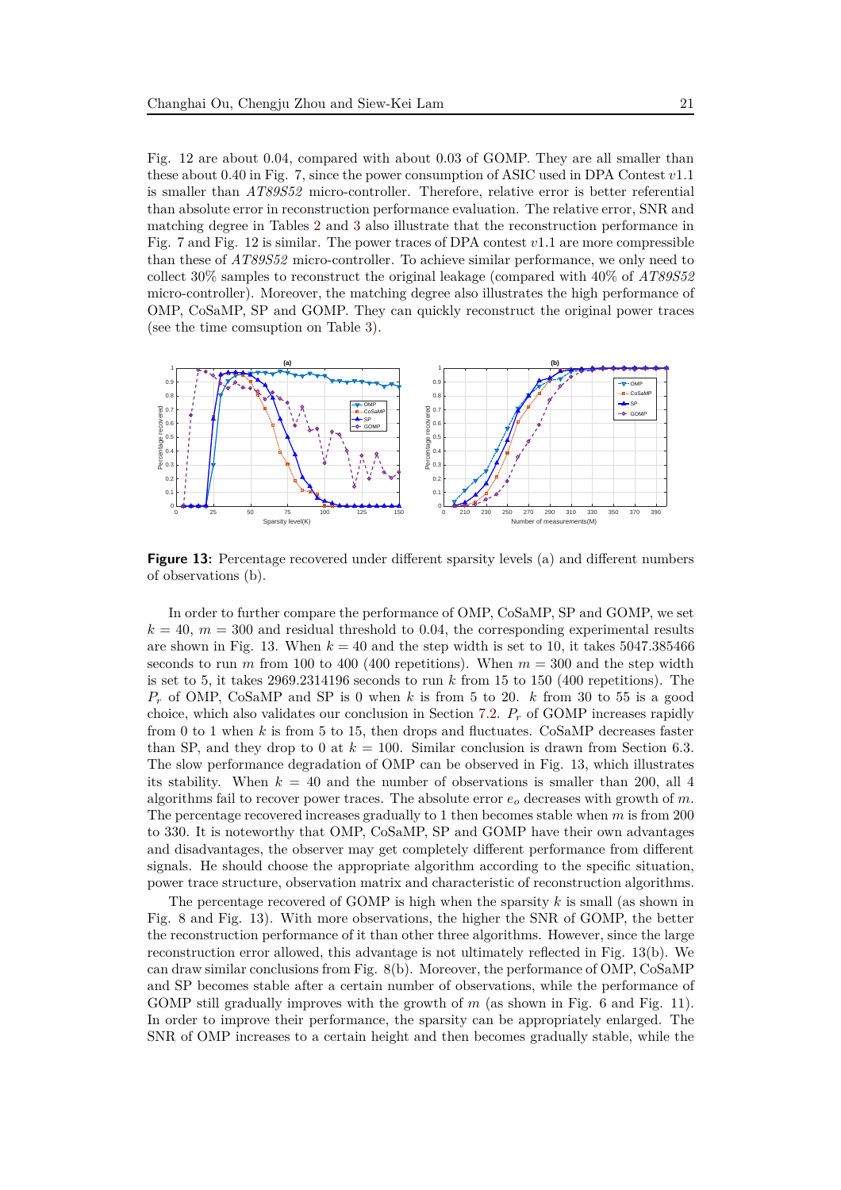Fig. 12 are about 0.04, compared with about 0.03 of GOMP. They are all smaller than these about 0.40 in Fig. 7, since the power consumption of ASIC used in DPA Contest $v1.1$ is smaller than *AT89S52* micro-controller. Therefore, relative error is better referential than absolute error in reconstruction performance evaluation. The relative error, SNR and matching degree in Tables 2 and 3 also illustrate that the reconstruction performance in Fig. 7 and Fig. 12 is similar. The power traces of DPA contest $v1.1$ are more compressible than these of *AT89S52* micro-controller. To achieve similar performance, we only need to collect 30% samples to reconstruct the original leakage (compared with 40% of *AT89S52* micro-controller). Moreover, the matching degree also illustrates the high performance of OMP, CoSaMP, SP and GOMP. They can quickly reconstruct the original power traces (see the time comsuption on Table 3).

**Figure 13:** Percentage recovered under different sparsity levels (a) and different numbers of observations (b).

In order to further compare the performance of OMP, CoSaMP, SP and GOMP, we set $k = 40$, $m = 300$ and residual threshold to 0.04, the corresponding experimental results are shown in Fig. 13. When $k = 40$ and the step width is set to 10, it takes 5047.385466 seconds to run $m$ from 100 to 400 (400 repetitions). When $m = 300$ and the step width is set to 5, it takes 2969.2314196 seconds to run $k$ from 15 to 150 (400 repetitions). The $P_r$ of OMP, CoSaMP and SP is 0 when $k$ is from 5 to 20. $k$ from 30 to 55 is a good choice, which also validates our conclusion in Section 7.2. $P_r$ of GOMP increases rapidly from 0 to 1 when $k$ is from 5 to 15, then drops and fluctuates. CoSaMP decreases faster than SP, and they drop to 0 at $k = 100$. Similar conclusion is drawn from Section 6.3. The slow performance degradation of OMP can be observed in Fig. 13, which illustrates its stability. When $k = 40$ and the number of observations is smaller than 200, all 4 algorithms fail to recover power traces. The absolute error $e_o$ decreases with growth of $m$. The percentage recovered increases gradually to 1 then becomes stable when $m$ is from 200 to 330. It is noteworthy that OMP, CoSaMP, SP and GOMP have their own advantages and disadvantages, the observer may get completely different performance from different signals. He should choose the appropriate algorithm according to the specific situation, power trace structure, observation matrix and characteristic of reconstruction algorithms.

The percentage recovered of GOMP is high when the sparsity $k$ is small (as shown in Fig. 8 and Fig. 13). With more observations, the higher the SNR of GOMP, the better the reconstruction performance of it than other three algorithms. However, since the large reconstruction error allowed, this advantage is not ultimately reflected in Fig. 13(b). We can draw similar conclusions from Fig. 8(b). Moreover, the performance of OMP, CoSaMP and SP becomes stable after a certain number of observations, while the performance of GOMP still gradually improves with the growth of $m$ (as shown in Fig. 6 and Fig. 11). In order to improve their performance, the sparsity can be appropriately enlarged. The SNR of OMP increases to a certain height and then becomes gradually stable, while the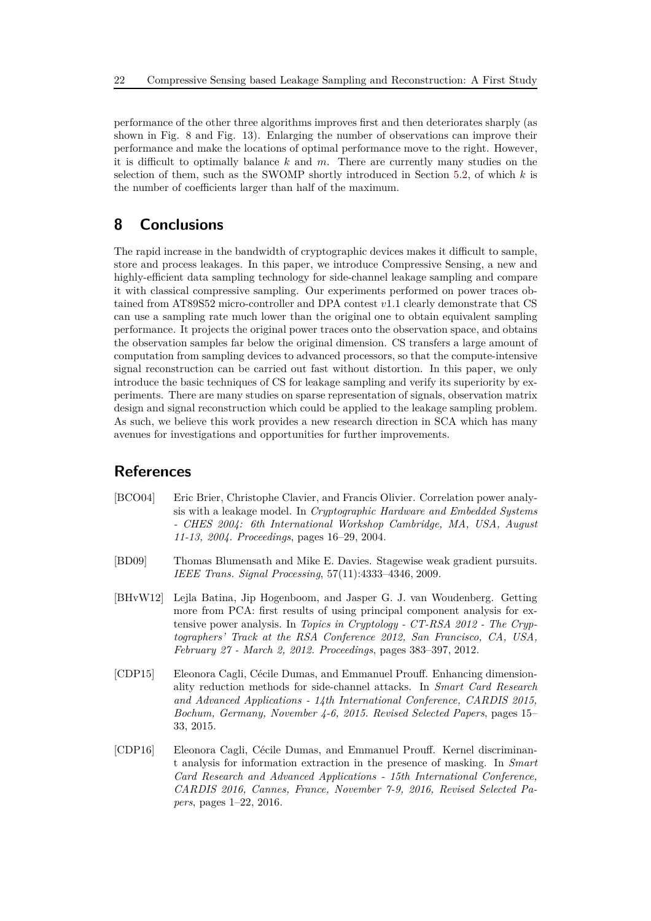performance of the other three algorithms improves first and then deteriorates sharply (as shown in Fig. 8 and Fig. 13). Enlarging the number of observations can improve their performance and make the locations of optimal performance move to the right. However, it is difficult to optimally balance $k$ and $m$. There are currently many studies on the selection of them, such as the SWOMP shortly introduced in Section 5.2, of which $k$ is the number of coefficients larger than half of the maximum.

## 8 Conclusions

The rapid increase in the bandwidth of cryptographic devices makes it difficult to sample, store and process leakages. In this paper, we introduce Compressive Sensing, a new and highly-efficient data sampling technology for side-channel leakage sampling and compare it with classical compressive sampling. Our experiments performed on power traces obtained from AT89S52 micro-controller and DPA contest $v1.1$ clearly demonstrate that CS can use a sampling rate much lower than the original one to obtain equivalent sampling performance. It projects the original power traces onto the observation space, and obtains the observation samples far below the original dimension. CS transfers a large amount of computation from sampling devices to advanced processors, so that the compute-intensive signal reconstruction can be carried out fast without distortion. In this paper, we only introduce the basic techniques of CS for leakage sampling and verify its superiority by experiments. There are many studies on sparse representation of signals, observation matrix design and signal reconstruction which could be applied to the leakage sampling problem. As such, we believe this work provides a new research direction in SCA which has many avenues for investigations and opportunities for further improvements.

## References

[BCO04] Eric Brier, Christophe Clavier, and Francis Olivier. Correlation power analysis with a leakage model. In *Cryptographic Hardware and Embedded Systems - CHES 2004: 6th International Workshop Cambridge, MA, USA, August 11-13, 2004. Proceedings*, pages 16–29, 2004.

[BD09] Thomas Blumensath and Mike E. Davies. Stagewise weak gradient pursuits. *IEEE Trans. Signal Processing*, 57(11):4333–4346, 2009.

[BHvW12] Lejla Batina, Jip Hogenboom, and Jasper G. J. van Woudenberg. Getting more from PCA: first results of using principal component analysis for extensive power analysis. In *Topics in Cryptology - CT-RSA 2012 - The Cryptographers' Track at the RSA Conference 2012, San Francisco, CA, USA, February 27 - March 2, 2012. Proceedings*, pages 383–397, 2012.

[CDP15] Eleonora Cagli, Cécile Dumas, and Emmanuel Prouff. Enhancing dimensionality reduction methods for side-channel attacks. In *Smart Card Research and Advanced Applications - 14th International Conference, CARDIS 2015, Bochum, Germany, November 4-6, 2015. Revised Selected Papers*, pages 15–33, 2015.

[CDP16] Eleonora Cagli, Cécile Dumas, and Emmanuel Prouff. Kernel discriminant analysis for information extraction in the presence of masking. In *Smart Card Research and Advanced Applications - 15th International Conference, CARDIS 2016, Cannes, France, November 7-9, 2016, Revised Selected Papers*, pages 1–22, 2016.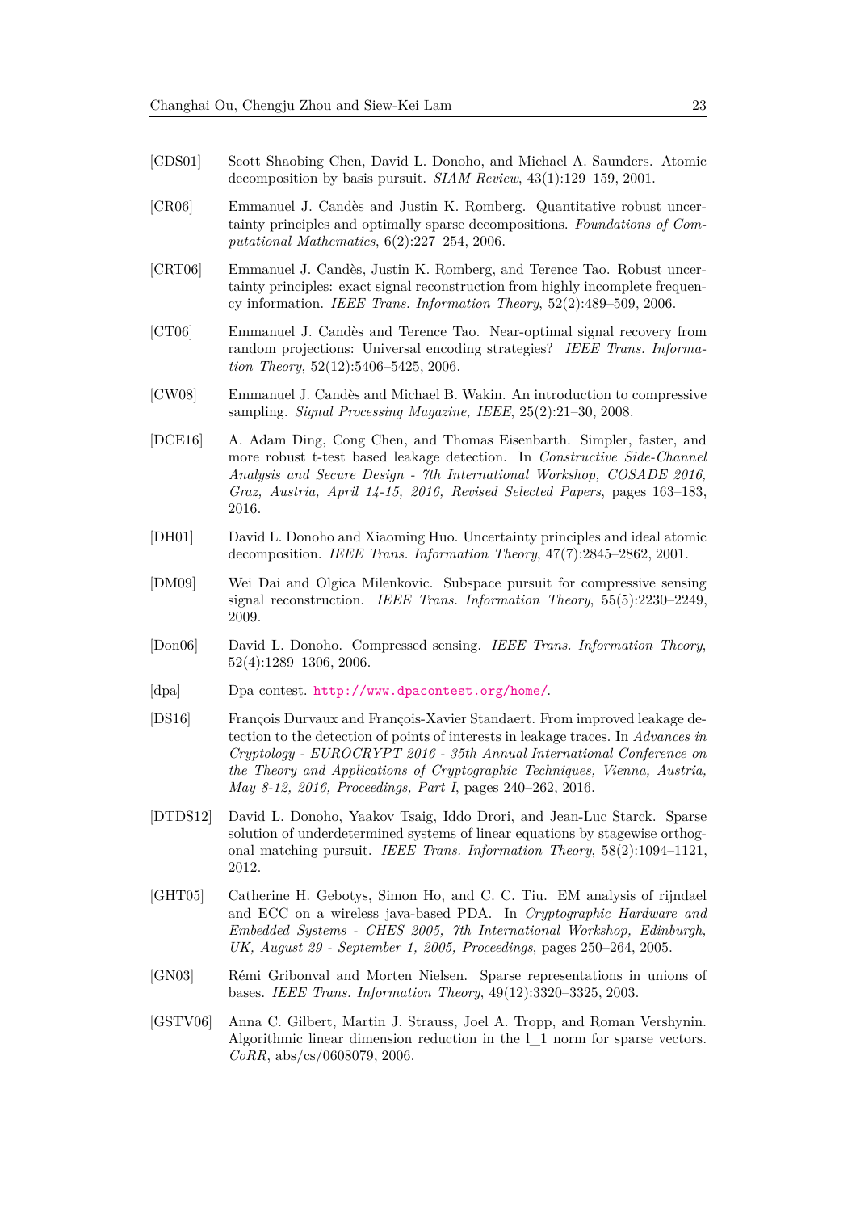[CDS01] Scott Shaobing Chen, David L. Donoho, and Michael A. Saunders. Atomic decomposition by basis pursuit. *SIAM Review*, 43(1):129–159, 2001.

[CR06] Emmanuel J. Candès and Justin K. Romberg. Quantitative robust uncertainty principles and optimally sparse decompositions. *Foundations of Computational Mathematics*, 6(2):227–254, 2006.

[CRT06] Emmanuel J. Candès, Justin K. Romberg, and Terence Tao. Robust uncertainty principles: exact signal reconstruction from highly incomplete frequency information. *IEEE Trans. Information Theory*, 52(2):489–509, 2006.

[CT06] Emmanuel J. Candès and Terence Tao. Near-optimal signal recovery from random projections: Universal encoding strategies? *IEEE Trans. Information Theory*, 52(12):5406–5425, 2006.

[CW08] Emmanuel J. Candès and Michael B. Wakin. An introduction to compressive sampling. *Signal Processing Magazine, IEEE*, 25(2):21–30, 2008.

[DCE16] A. Adam Ding, Cong Chen, and Thomas Eisenbarth. Simpler, faster, and more robust t-test based leakage detection. In *Constructive Side-Channel Analysis and Secure Design - 7th International Workshop, COSADE 2016, Graz, Austria, April 14-15, 2016, Revised Selected Papers*, pages 163–183, 2016.

[DH01] David L. Donoho and Xiaoming Huo. Uncertainty principles and ideal atomic decomposition. *IEEE Trans. Information Theory*, 47(7):2845–2862, 2001.

[DM09] Wei Dai and Olgica Milenkovic. Subspace pursuit for compressive sensing signal reconstruction. *IEEE Trans. Information Theory*, 55(5):2230–2249, 2009.

[Don06] David L. Donoho. Compressed sensing. *IEEE Trans. Information Theory*, 52(4):1289–1306, 2006.

[dpa] Dpa contest. http://www.dpacontest.org/home/.

[DS16] François Durvaux and François-Xavier Standaert. From improved leakage detection to the detection of points of interests in leakage traces. In *Advances in Cryptology - EUROCRYPT 2016 - 35th Annual International Conference on the Theory and Applications of Cryptographic Techniques, Vienna, Austria, May 8-12, 2016, Proceedings, Part I*, pages 240–262, 2016.

[DTDS12] David L. Donoho, Yaakov Tsaig, Iddo Drori, and Jean-Luc Starck. Sparse solution of underdetermined systems of linear equations by stagewise orthogonal matching pursuit. *IEEE Trans. Information Theory*, 58(2):1094–1121, 2012.

[GHT05] Catherine H. Gebotys, Simon Ho, and C. C. Tiu. EM analysis of rijndael and ECC on a wireless java-based PDA. In *Cryptographic Hardware and Embedded Systems - CHES 2005, 7th International Workshop, Edinburgh, UK, August 29 - September 1, 2005, Proceedings*, pages 250–264, 2005.

[GN03] Rémi Gribonval and Morten Nielsen. Sparse representations in unions of bases. *IEEE Trans. Information Theory*, 49(12):3320–3325, 2003.

[GSTV06] Anna C. Gilbert, Martin J. Strauss, Joel A. Tropp, and Roman Vershynin. Algorithmic linear dimension reduction in the l_1 norm for sparse vectors. *CoRR*, abs/cs/0608079, 2006.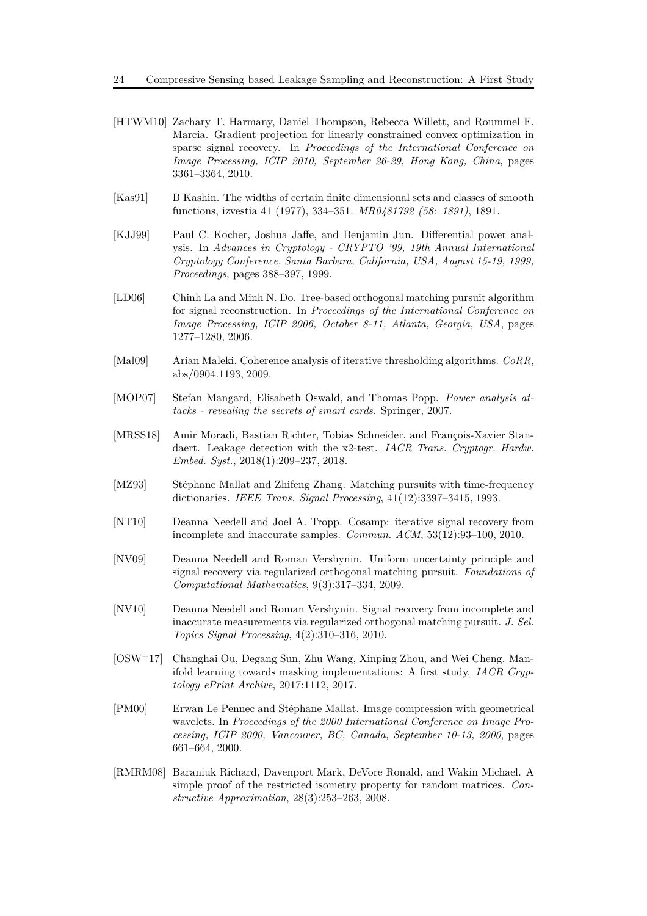[HTWM10] Zachary T. Harmany, Daniel Thompson, Rebecca Willett, and Roummel F. Marcia. Gradient projection for linearly constrained convex optimization in sparse signal recovery. In *Proceedings of the International Conference on Image Processing, ICIP 2010, September 26-29, Hong Kong, China*, pages 3361–3364, 2010.

[Kas91] B Kashin. The widths of certain finite dimensional sets and classes of smooth functions, izvestia 41 (1977), 334–351. *MR0481792 (58: 1891)*, 1891.

[KJJ99] Paul C. Kocher, Joshua Jaffe, and Benjamin Jun. Differential power analysis. In *Advances in Cryptology - CRYPTO '99, 19th Annual International Cryptology Conference, Santa Barbara, California, USA, August 15-19, 1999, Proceedings*, pages 388–397, 1999.

[LD06] Chinh La and Minh N. Do. Tree-based orthogonal matching pursuit algorithm for signal reconstruction. In *Proceedings of the International Conference on Image Processing, ICIP 2006, October 8-11, Atlanta, Georgia, USA*, pages 1277–1280, 2006.

[Mal09] Arian Maleki. Coherence analysis of iterative thresholding algorithms. *CoRR*, abs/0904.1193, 2009.

[MOP07] Stefan Mangard, Elisabeth Oswald, and Thomas Popp. *Power analysis attacks - revealing the secrets of smart cards*. Springer, 2007.

[MRSS18] Amir Moradi, Bastian Richter, Tobias Schneider, and François-Xavier Standaert. Leakage detection with the x2-test. *IACR Trans. Cryptogr. Hardw. Embed. Syst.*, 2018(1):209–237, 2018.

[MZ93] Stéphane Mallat and Zhifeng Zhang. Matching pursuits with time-frequency dictionaries. *IEEE Trans. Signal Processing*, 41(12):3397–3415, 1993.

[NT10] Deanna Needell and Joel A. Tropp. Cosamp: iterative signal recovery from incomplete and inaccurate samples. *Commun. ACM*, 53(12):93–100, 2010.

[NV09] Deanna Needell and Roman Vershynin. Uniform uncertainty principle and signal recovery via regularized orthogonal matching pursuit. *Foundations of Computational Mathematics*, 9(3):317–334, 2009.

[NV10] Deanna Needell and Roman Vershynin. Signal recovery from incomplete and inaccurate measurements via regularized orthogonal matching pursuit. *J. Sel. Topics Signal Processing*, 4(2):310–316, 2010.

[OSW+17] Changhai Ou, Degang Sun, Zhu Wang, Xinping Zhou, and Wei Cheng. Manifold learning towards masking implementations: A first study. *IACR Cryptology ePrint Archive*, 2017:1112, 2017.

[PM00] Erwan Le Pennec and Stéphane Mallat. Image compression with geometrical wavelets. In *Proceedings of the 2000 International Conference on Image Processing, ICIP 2000, Vancouver, BC, Canada, September 10-13, 2000*, pages 661–664, 2000.

[RMRM08] Baraniuk Richard, Davenport Mark, DeVore Ronald, and Wakin Michael. A simple proof of the restricted isometry property for random matrices. *Constructive Approximation*, 28(3):253–263, 2008.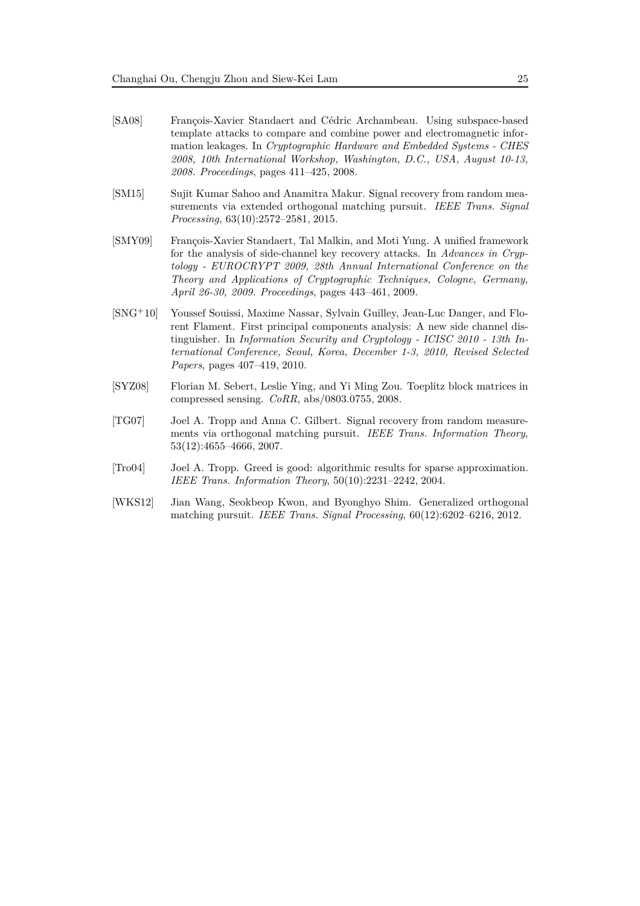[SA08] François-Xavier Standaert and Cédric Archambeau. Using subspace-based template attacks to compare and combine power and electromagnetic information leakages. In *Cryptographic Hardware and Embedded Systems - CHES 2008, 10th International Workshop, Washington, D.C., USA, August 10-13, 2008. Proceedings*, pages 411–425, 2008.

[SM15] Sujit Kumar Sahoo and Anamitra Makur. Signal recovery from random measurements via extended orthogonal matching pursuit. *IEEE Trans. Signal Processing*, 63(10):2572–2581, 2015.

[SMY09] François-Xavier Standaert, Tal Malkin, and Moti Yung. A unified framework for the analysis of side-channel key recovery attacks. In *Advances in Cryptology - EUROCRYPT 2009, 28th Annual International Conference on the Theory and Applications of Cryptographic Techniques, Cologne, Germany, April 26-30, 2009. Proceedings*, pages 443–461, 2009.

[SNG+10] Youssef Souissi, Maxime Nassar, Sylvain Guilley, Jean-Luc Danger, and Florent Flament. First principal components analysis: A new side channel distinguisher. In *Information Security and Cryptology - ICISC 2010 - 13th International Conference, Seoul, Korea, December 1-3, 2010, Revised Selected Papers*, pages 407–419, 2010.

[SYZ08] Florian M. Sebert, Leslie Ying, and Yi Ming Zou. Toeplitz block matrices in compressed sensing. *CoRR*, abs/0803.0755, 2008.

[TG07] Joel A. Tropp and Anna C. Gilbert. Signal recovery from random measurements via orthogonal matching pursuit. *IEEE Trans. Information Theory*, 53(12):4655–4666, 2007.

[Tro04] Joel A. Tropp. Greed is good: algorithmic results for sparse approximation. *IEEE Trans. Information Theory*, 50(10):2231–2242, 2004.

[WKS12] Jian Wang, Seokbeop Kwon, and Byonghyo Shim. Generalized orthogonal matching pursuit. *IEEE Trans. Signal Processing*, 60(12):6202–6216, 2012.